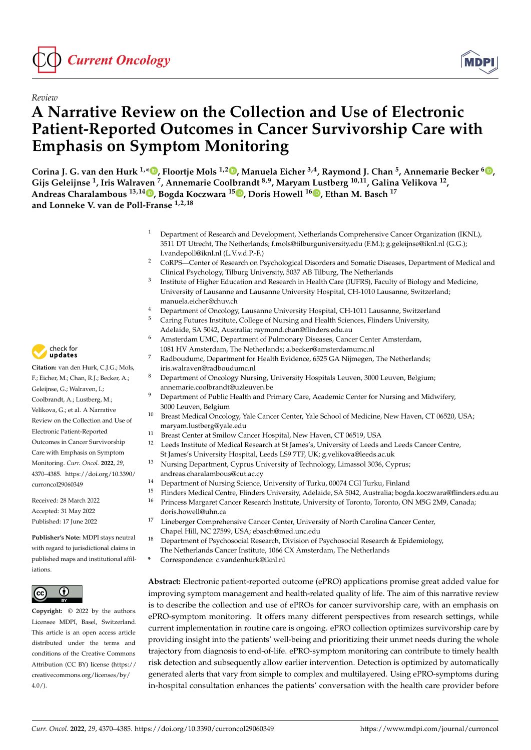*Review*

# A Narrative Review on the Collection and Use of Electronic Patient-Reported Outcomes in Cancer Survivorship Care with Emphasis on Symptom Monitoring

**Corina J. G. van den Hurk [1,*], Floortje Mols [1,2], Manuela Eicher [3,4], Raymond J. Chan [5], Annemarie Becker [6], Gijs Geleijnse [1], Iris Walraven [7], Annemarie Coolbrandt [8,9], Maryam Lustberg [10,11], Galina Velikova [12], Andreas Charalambous [13,14], Bogda Koczwara [15], Doris Howell [16], Ethan M. Basch [17] and Lonneke V. van de Poll-Franse [1,2,18]**

[1] Department of Research and Development, Netherlands Comprehensive Cancer Organization (IKNL), 3511 DT Utrecht, The Netherlands; f.mols@tilburguniversity.edu (F.M.); g.geleijnse@iknl.nl (G.G.); l.vandepoll@iknl.nl (L.V.v.d.P.-F.)

[2] CoRPS—Center of Research on Psychological Disorders and Somatic Diseases, Department of Medical and Clinical Psychology, Tilburg University, 5037 AB Tilburg, The Netherlands

[3] Institute of Higher Education and Research in Health Care (IUFRS), Faculty of Biology and Medicine, University of Lausanne and Lausanne University Hospital, CH-1010 Lausanne, Switzerland; manuela.eicher@chuv.ch

[4] Department of Oncology, Lausanne University Hospital, CH-1011 Lausanne, Switzerland

[5] Caring Futures Institute, College of Nursing and Health Sciences, Flinders University, Adelaide, SA 5042, Australia; raymond.chan@flinders.edu.au

[6] Amsterdam UMC, Department of Pulmonary Diseases, Cancer Center Amsterdam, 1081 HV Amsterdam, The Netherlands; a.becker@amsterdamumc.nl

[7] Radboudumc, Department for Health Evidence, 6525 GA Nijmegen, The Netherlands; iris.walraven@radboudumc.nl

[8] Department of Oncology Nursing, University Hospitals Leuven, 3000 Leuven, Belgium; annemarie.coolbrandt@uzleuven.be

[9] Department of Public Health and Primary Care, Academic Center for Nursing and Midwifery, 3000 Leuven, Belgium

[10] Breast Medical Oncology, Yale Cancer Center, Yale School of Medicine, New Haven, CT 06520, USA; maryam.lustberg@yale.edu

[11] Breast Center at Smilow Cancer Hospital, New Haven, CT 06519, USA

[12] Leeds Institute of Medical Research at St James's, University of Leeds and Leeds Cancer Centre, St James's University Hospital, Leeds LS9 7TF, UK; g.velikova@leeds.ac.uk

[13] Nursing Department, Cyprus University of Technology, Limassol 3036, Cyprus; andreas.charalambous@cut.ac.cy

[14] Department of Nursing Science, University of Turku, 00074 CGI Turku, Finland

[15] Flinders Medical Centre, Flinders University, Adelaide, SA 5042, Australia; bogda.koczwara@flinders.edu.au

[16] Princess Margaret Cancer Research Institute, University of Toronto, Toronto, ON M5G 2M9, Canada; doris.howell@uhn.ca

[17] Lineberger Comprehensive Cancer Center, University of North Carolina Cancer Center, Chapel Hill, NC 27599, USA; ebasch@med.unc.edu

[18] Department of Psychosocial Research, Division of Psychosocial Research & Epidemiology, The Netherlands Cancer Institute, 1066 CX Amsterdam, The Netherlands

* Correspondence: c.vandenhurk@iknl.nl

**Citation:** van den Hurk, C.J.G.; Mols, F.; Eicher, M.; Chan, R.J.; Becker, A.; Geleijnse, G.; Walraven, I.; Coolbrandt, A.; Lustberg, M.; Velikova, G.; et al. A Narrative Review on the Collection and Use of Electronic Patient-Reported Outcomes in Cancer Survivorship Care with Emphasis on Symptom Monitoring. *Curr. Oncol.* **2022**, *29*, 4370–4385. https://doi.org/10.3390/curroncol29060349

Received: 28 March 2022

Accepted: 31 May 2022

Published: 17 June 2022

**Publisher's Note:** MDPI stays neutral with regard to jurisdictional claims in published maps and institutional affiliations.

**Copyright:** © 2022 by the authors. Licensee MDPI, Basel, Switzerland. This article is an open access article distributed under the terms and conditions of the Creative Commons Attribution (CC BY) license (https://creativecommons.org/licenses/by/4.0/).

**Abstract:** Electronic patient-reported outcome (ePRO) applications promise great added value for improving symptom management and health-related quality of life. The aim of this narrative review is to describe the collection and use of ePROs for cancer survivorship care, with an emphasis on ePRO-symptom monitoring. It offers many different perspectives from research settings, while current implementation in routine care is ongoing. ePRO collection optimizes survivorship care by providing insight into the patients' well-being and prioritizing their unmet needs during the whole trajectory from diagnosis to end-of-life. ePRO-symptom monitoring can contribute to timely health risk detection and subsequently allow earlier intervention. Detection is optimized by automatically generated alerts that vary from simple to complex and multilayered. Using ePRO-symptoms during in-hospital consultation enhances the patients' conversation with the health care provider before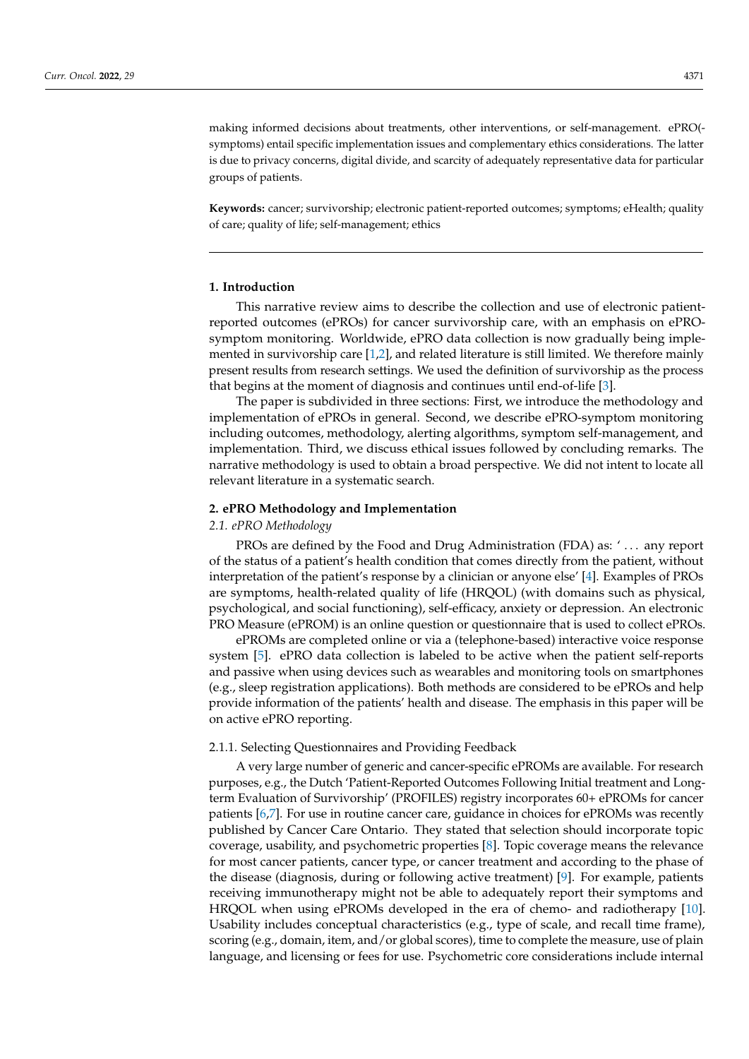making informed decisions about treatments, other interventions, or self-management. ePRO(-symptoms) entail specific implementation issues and complementary ethics considerations. The latter is due to privacy concerns, digital divide, and scarcity of adequately representative data for particular groups of patients.

**Keywords:** cancer; survivorship; electronic patient-reported outcomes; symptoms; eHealth; quality of care; quality of life; self-management; ethics

## 1. Introduction

This narrative review aims to describe the collection and use of electronic patient-reported outcomes (ePROs) for cancer survivorship care, with an emphasis on ePRO-symptom monitoring. Worldwide, ePRO data collection is now gradually being implemented in survivorship care [1,2], and related literature is still limited. We therefore mainly present results from research settings. We used the definition of survivorship as the process that begins at the moment of diagnosis and continues until end-of-life [3].

The paper is subdivided in three sections: First, we introduce the methodology and implementation of ePROs in general. Second, we describe ePRO-symptom monitoring including outcomes, methodology, alerting algorithms, symptom self-management, and implementation. Third, we discuss ethical issues followed by concluding remarks. The narrative methodology is used to obtain a broad perspective. We did not intent to locate all relevant literature in a systematic search.

## 2. ePRO Methodology and Implementation

### 2.1. ePRO Methodology

PROs are defined by the Food and Drug Administration (FDA) as: '... any report of the status of a patient's health condition that comes directly from the patient, without interpretation of the patient's response by a clinician or anyone else' [4]. Examples of PROs are symptoms, health-related quality of life (HRQOL) (with domains such as physical, psychological, and social functioning), self-efficacy, anxiety or depression. An electronic PRO Measure (ePROM) is an online question or questionnaire that is used to collect ePROs.

ePROMs are completed online or via a (telephone-based) interactive voice response system [5]. ePRO data collection is labeled to be active when the patient self-reports and passive when using devices such as wearables and monitoring tools on smartphones (e.g., sleep registration applications). Both methods are considered to be ePROs and help provide information of the patients' health and disease. The emphasis in this paper will be on active ePRO reporting.

#### 2.1.1. Selecting Questionnaires and Providing Feedback

A very large number of generic and cancer-specific ePROMs are available. For research purposes, e.g., the Dutch 'Patient-Reported Outcomes Following Initial treatment and Long-term Evaluation of Survivorship' (PROFILES) registry incorporates 60+ ePROMs for cancer patients [6,7]. For use in routine cancer care, guidance in choices for ePROMs was recently published by Cancer Care Ontario. They stated that selection should incorporate topic coverage, usability, and psychometric properties [8]. Topic coverage means the relevance for most cancer patients, cancer type, or cancer treatment and according to the phase of the disease (diagnosis, during or following active treatment) [9]. For example, patients receiving immunotherapy might not be able to adequately report their symptoms and HRQOL when using ePROMs developed in the era of chemo- and radiotherapy [10]. Usability includes conceptual characteristics (e.g., type of scale, and recall time frame), scoring (e.g., domain, item, and/or global scores), time to complete the measure, use of plain language, and licensing or fees for use. Psychometric core considerations include internal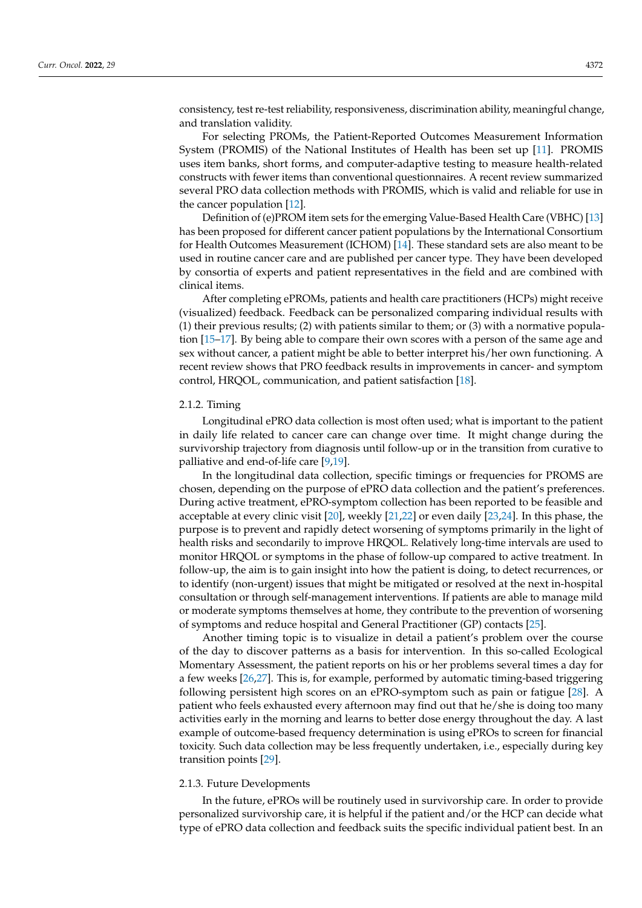consistency, test re-test reliability, responsiveness, discrimination ability, meaningful change, and translation validity.

For selecting PROMs, the Patient-Reported Outcomes Measurement Information System (PROMIS) of the National Institutes of Health has been set up [11]. PROMIS uses item banks, short forms, and computer-adaptive testing to measure health-related constructs with fewer items than conventional questionnaires. A recent review summarized several PRO data collection methods with PROMIS, which is valid and reliable for use in the cancer population [12].

Definition of (e)PROM item sets for the emerging Value-Based Health Care (VBHC) [13] has been proposed for different cancer patient populations by the International Consortium for Health Outcomes Measurement (ICHOM) [14]. These standard sets are also meant to be used in routine cancer care and are published per cancer type. They have been developed by consortia of experts and patient representatives in the field and are combined with clinical items.

After completing ePROMs, patients and health care practitioners (HCPs) might receive (visualized) feedback. Feedback can be personalized comparing individual results with (1) their previous results; (2) with patients similar to them; or (3) with a normative population [15–17]. By being able to compare their own scores with a person of the same age and sex without cancer, a patient might be able to better interpret his/her own functioning. A recent review shows that PRO feedback results in improvements in cancer- and symptom control, HRQOL, communication, and patient satisfaction [18].

### 2.1.2. Timing

Longitudinal ePRO data collection is most often used; what is important to the patient in daily life related to cancer care can change over time. It might change during the survivorship trajectory from diagnosis until follow-up or in the transition from curative to palliative and end-of-life care [9,19].

In the longitudinal data collection, specific timings or frequencies for PROMS are chosen, depending on the purpose of ePRO data collection and the patient's preferences. During active treatment, ePRO-symptom collection has been reported to be feasible and acceptable at every clinic visit [20], weekly [21,22] or even daily [23,24]. In this phase, the purpose is to prevent and rapidly detect worsening of symptoms primarily in the light of health risks and secondarily to improve HRQOL. Relatively long-time intervals are used to monitor HRQOL or symptoms in the phase of follow-up compared to active treatment. In follow-up, the aim is to gain insight into how the patient is doing, to detect recurrences, or to identify (non-urgent) issues that might be mitigated or resolved at the next in-hospital consultation or through self-management interventions. If patients are able to manage mild or moderate symptoms themselves at home, they contribute to the prevention of worsening of symptoms and reduce hospital and General Practitioner (GP) contacts [25].

Another timing topic is to visualize in detail a patient's problem over the course of the day to discover patterns as a basis for intervention. In this so-called Ecological Momentary Assessment, the patient reports on his or her problems several times a day for a few weeks [26,27]. This is, for example, performed by automatic timing-based triggering following persistent high scores on an ePRO-symptom such as pain or fatigue [28]. A patient who feels exhausted every afternoon may find out that he/she is doing too many activities early in the morning and learns to better dose energy throughout the day. A last example of outcome-based frequency determination is using ePROs to screen for financial toxicity. Such data collection may be less frequently undertaken, i.e., especially during key transition points [29].

### 2.1.3. Future Developments

In the future, ePROs will be routinely used in survivorship care. In order to provide personalized survivorship care, it is helpful if the patient and/or the HCP can decide what type of ePRO data collection and feedback suits the specific individual patient best. In an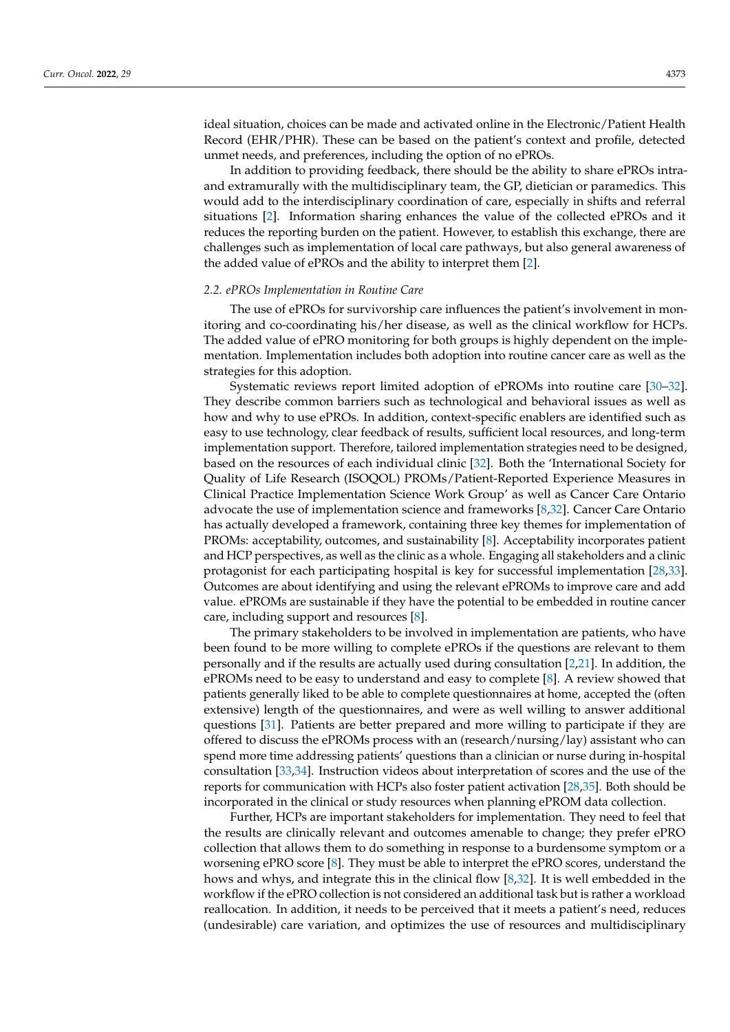ideal situation, choices can be made and activated online in the Electronic/Patient Health Record (EHR/PHR). These can be based on the patient's context and profile, detected unmet needs, and preferences, including the option of no ePROs.

In addition to providing feedback, there should be the ability to share ePROs intra- and extramurally with the multidisciplinary team, the GP, dietician or paramedics. This would add to the interdisciplinary coordination of care, especially in shifts and referral situations [2]. Information sharing enhances the value of the collected ePROs and it reduces the reporting burden on the patient. However, to establish this exchange, there are challenges such as implementation of local care pathways, but also general awareness of the added value of ePROs and the ability to interpret them [2].

### *2.2. ePROs Implementation in Routine Care*

The use of ePROs for survivorship care influences the patient's involvement in monitoring and co-coordinating his/her disease, as well as the clinical workflow for HCPs. The added value of ePRO monitoring for both groups is highly dependent on the implementation. Implementation includes both adoption into routine cancer care as well as the strategies for this adoption.

Systematic reviews report limited adoption of ePROMs into routine care [30–32]. They describe common barriers such as technological and behavioral issues as well as how and why to use ePROs. In addition, context-specific enablers are identified such as easy to use technology, clear feedback of results, sufficient local resources, and long-term implementation support. Therefore, tailored implementation strategies need to be designed, based on the resources of each individual clinic [32]. Both the 'International Society for Quality of Life Research (ISOQOL) PROMs/Patient-Reported Experience Measures in Clinical Practice Implementation Science Work Group' as well as Cancer Care Ontario advocate the use of implementation science and frameworks [8,32]. Cancer Care Ontario has actually developed a framework, containing three key themes for implementation of PROMs: acceptability, outcomes, and sustainability [8]. Acceptability incorporates patient and HCP perspectives, as well as the clinic as a whole. Engaging all stakeholders and a clinic protagonist for each participating hospital is key for successful implementation [28,33]. Outcomes are about identifying and using the relevant ePROMs to improve care and add value. ePROMs are sustainable if they have the potential to be embedded in routine cancer care, including support and resources [8].

The primary stakeholders to be involved in implementation are patients, who have been found to be more willing to complete ePROs if the questions are relevant to them personally and if the results are actually used during consultation [2,21]. In addition, the ePROMs need to be easy to understand and easy to complete [8]. A review showed that patients generally liked to be able to complete questionnaires at home, accepted the (often extensive) length of the questionnaires, and were as well willing to answer additional questions [31]. Patients are better prepared and more willing to participate if they are offered to discuss the ePROMs process with an (research/nursing/lay) assistant who can spend more time addressing patients' questions than a clinician or nurse during in-hospital consultation [33,34]. Instruction videos about interpretation of scores and the use of the reports for communication with HCPs also foster patient activation [28,35]. Both should be incorporated in the clinical or study resources when planning ePROM data collection.

Further, HCPs are important stakeholders for implementation. They need to feel that the results are clinically relevant and outcomes amenable to change; they prefer ePRO collection that allows them to do something in response to a burdensome symptom or a worsening ePRO score [8]. They must be able to interpret the ePRO scores, understand the hows and whys, and integrate this in the clinical flow [8,32]. It is well embedded in the workflow if the ePRO collection is not considered an additional task but is rather a workload reallocation. In addition, it needs to be perceived that it meets a patient's need, reduces (undesirable) care variation, and optimizes the use of resources and multidisciplinary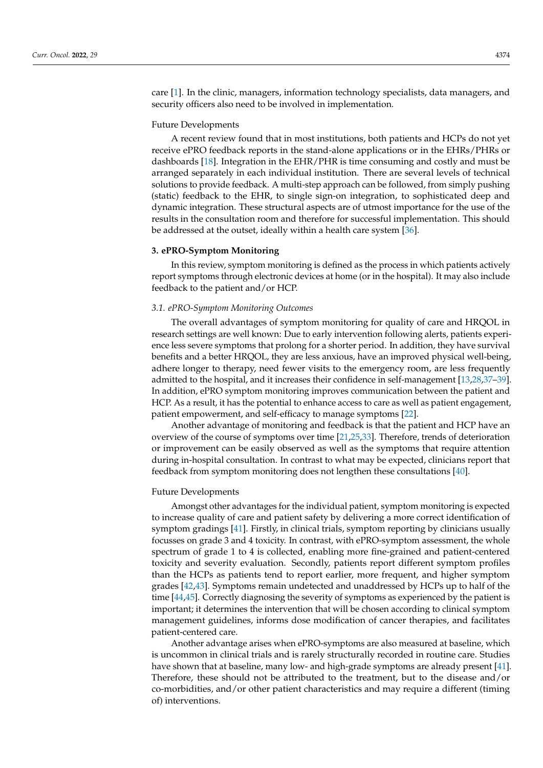care [1]. In the clinic, managers, information technology specialists, data managers, and security officers also need to be involved in implementation.

Future Developments

A recent review found that in most institutions, both patients and HCPs do not yet receive ePRO feedback reports in the stand-alone applications or in the EHRs/PHRs or dashboards [18]. Integration in the EHR/PHR is time consuming and costly and must be arranged separately in each individual institution. There are several levels of technical solutions to provide feedback. A multi-step approach can be followed, from simply pushing (static) feedback to the EHR, to single sign-on integration, to sophisticated deep and dynamic integration. These structural aspects are of utmost importance for the use of the results in the consultation room and therefore for successful implementation. This should be addressed at the outset, ideally within a health care system [36].

## 3. ePRO-Symptom Monitoring

In this review, symptom monitoring is defined as the process in which patients actively report symptoms through electronic devices at home (or in the hospital). It may also include feedback to the patient and/or HCP.

### *3.1. ePRO-Symptom Monitoring Outcomes*

The overall advantages of symptom monitoring for quality of care and HRQOL in research settings are well known: Due to early intervention following alerts, patients experience less severe symptoms that prolong for a shorter period. In addition, they have survival benefits and a better HRQOL, they are less anxious, have an improved physical well-being, adhere longer to therapy, need fewer visits to the emergency room, are less frequently admitted to the hospital, and it increases their confidence in self-management [13,28,37–39]. In addition, ePRO symptom monitoring improves communication between the patient and HCP. As a result, it has the potential to enhance access to care as well as patient engagement, patient empowerment, and self-efficacy to manage symptoms [22].

Another advantage of monitoring and feedback is that the patient and HCP have an overview of the course of symptoms over time [21,25,33]. Therefore, trends of deterioration or improvement can be easily observed as well as the symptoms that require attention during in-hospital consultation. In contrast to what may be expected, clinicians report that feedback from symptom monitoring does not lengthen these consultations [40].

Future Developments

Amongst other advantages for the individual patient, symptom monitoring is expected to increase quality of care and patient safety by delivering a more correct identification of symptom gradings [41]. Firstly, in clinical trials, symptom reporting by clinicians usually focusses on grade 3 and 4 toxicity. In contrast, with ePRO-symptom assessment, the whole spectrum of grade 1 to 4 is collected, enabling more fine-grained and patient-centered toxicity and severity evaluation. Secondly, patients report different symptom profiles than the HCPs as patients tend to report earlier, more frequent, and higher symptom grades [42,43]. Symptoms remain undetected and unaddressed by HCPs up to half of the time [44,45]. Correctly diagnosing the severity of symptoms as experienced by the patient is important; it determines the intervention that will be chosen according to clinical symptom management guidelines, informs dose modification of cancer therapies, and facilitates patient-centered care.

Another advantage arises when ePRO-symptoms are also measured at baseline, which is uncommon in clinical trials and is rarely structurally recorded in routine care. Studies have shown that at baseline, many low- and high-grade symptoms are already present [41]. Therefore, these should not be attributed to the treatment, but to the disease and/or co-morbidities, and/or other patient characteristics and may require a different (timing of) interventions.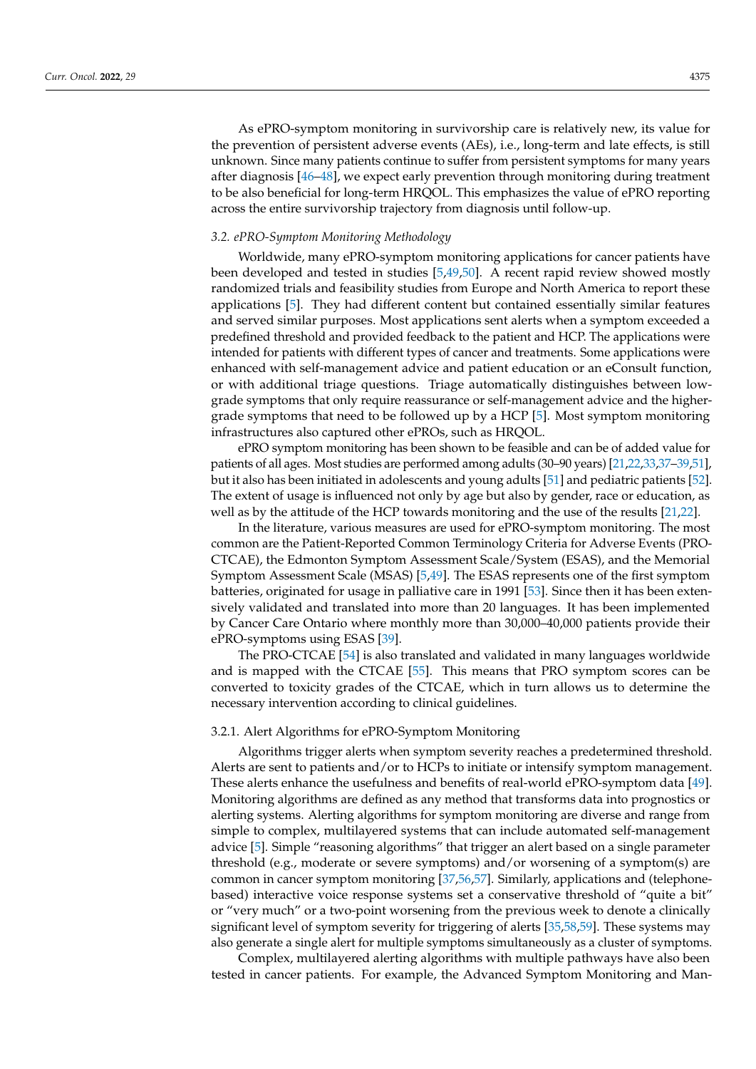As ePRO-symptom monitoring in survivorship care is relatively new, its value for the prevention of persistent adverse events (AEs), i.e., long-term and late effects, is still unknown. Since many patients continue to suffer from persistent symptoms for many years after diagnosis [46–48], we expect early prevention through monitoring during treatment to be also beneficial for long-term HRQOL. This emphasizes the value of ePRO reporting across the entire survivorship trajectory from diagnosis until follow-up.

### *3.2. ePRO-Symptom Monitoring Methodology*

Worldwide, many ePRO-symptom monitoring applications for cancer patients have been developed and tested in studies [5,49,50]. A recent rapid review showed mostly randomized trials and feasibility studies from Europe and North America to report these applications [5]. They had different content but contained essentially similar features and served similar purposes. Most applications sent alerts when a symptom exceeded a predefined threshold and provided feedback to the patient and HCP. The applications were intended for patients with different types of cancer and treatments. Some applications were enhanced with self-management advice and patient education or an eConsult function, or with additional triage questions. Triage automatically distinguishes between low-grade symptoms that only require reassurance or self-management advice and the higher-grade symptoms that need to be followed up by a HCP [5]. Most symptom monitoring infrastructures also captured other ePROs, such as HRQOL.

ePRO symptom monitoring has been shown to be feasible and can be of added value for patients of all ages. Most studies are performed among adults (30–90 years) [21,22,33,37–39,51], but it also has been initiated in adolescents and young adults [51] and pediatric patients [52]. The extent of usage is influenced not only by age but also by gender, race or education, as well as by the attitude of the HCP towards monitoring and the use of the results [21,22].

In the literature, various measures are used for ePRO-symptom monitoring. The most common are the Patient-Reported Common Terminology Criteria for Adverse Events (PRO-CTCAE), the Edmonton Symptom Assessment Scale/System (ESAS), and the Memorial Symptom Assessment Scale (MSAS) [5,49]. The ESAS represents one of the first symptom batteries, originated for usage in palliative care in 1991 [53]. Since then it has been extensively validated and translated into more than 20 languages. It has been implemented by Cancer Care Ontario where monthly more than 30,000–40,000 patients provide their ePRO-symptoms using ESAS [39].

The PRO-CTCAE [54] is also translated and validated in many languages worldwide and is mapped with the CTCAE [55]. This means that PRO symptom scores can be converted to toxicity grades of the CTCAE, which in turn allows us to determine the necessary intervention according to clinical guidelines.

#### 3.2.1. Alert Algorithms for ePRO-Symptom Monitoring

Algorithms trigger alerts when symptom severity reaches a predetermined threshold. Alerts are sent to patients and/or to HCPs to initiate or intensify symptom management. These alerts enhance the usefulness and benefits of real-world ePRO-symptom data [49]. Monitoring algorithms are defined as any method that transforms data into prognostics or alerting systems. Alerting algorithms for symptom monitoring are diverse and range from simple to complex, multilayered systems that can include automated self-management advice [5]. Simple "reasoning algorithms" that trigger an alert based on a single parameter threshold (e.g., moderate or severe symptoms) and/or worsening of a symptom(s) are common in cancer symptom monitoring [37,56,57]. Similarly, applications and (telephone-based) interactive voice response systems set a conservative threshold of "quite a bit" or "very much" or a two-point worsening from the previous week to denote a clinically significant level of symptom severity for triggering of alerts [35,58,59]. These systems may also generate a single alert for multiple symptoms simultaneously as a cluster of symptoms.

Complex, multilayered alerting algorithms with multiple pathways have also been tested in cancer patients. For example, the Advanced Symptom Monitoring and Man-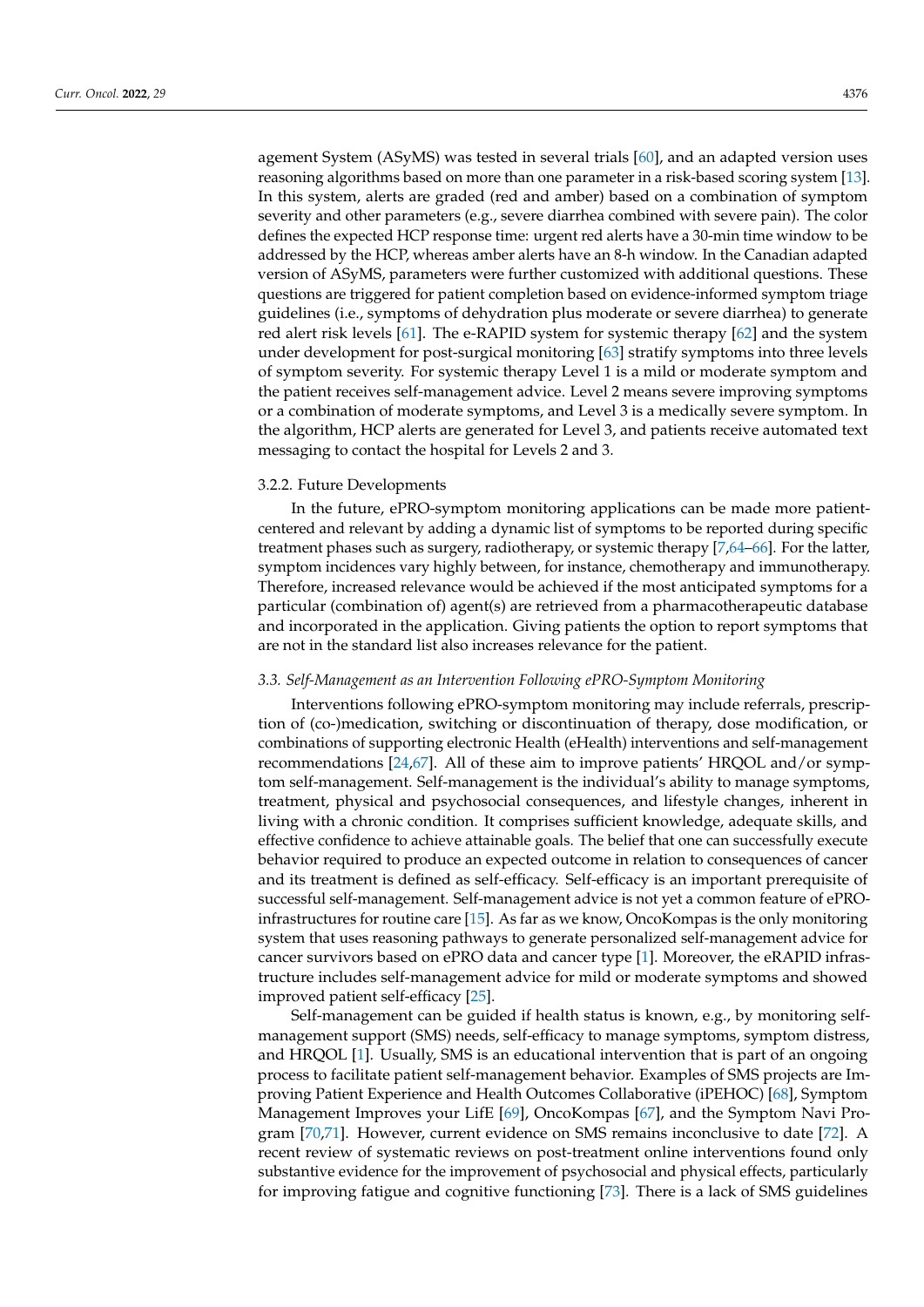agement System (ASyMS) was tested in several trials [60], and an adapted version uses reasoning algorithms based on more than one parameter in a risk-based scoring system [13]. In this system, alerts are graded (red and amber) based on a combination of symptom severity and other parameters (e.g., severe diarrhea combined with severe pain). The color defines the expected HCP response time: urgent red alerts have a 30-min time window to be addressed by the HCP, whereas amber alerts have an 8-h window. In the Canadian adapted version of ASyMS, parameters were further customized with additional questions. These questions are triggered for patient completion based on evidence-informed symptom triage guidelines (i.e., symptoms of dehydration plus moderate or severe diarrhea) to generate red alert risk levels [61]. The e-RAPID system for systemic therapy [62] and the system under development for post-surgical monitoring [63] stratify symptoms into three levels of symptom severity. For systemic therapy Level 1 is a mild or moderate symptom and the patient receives self-management advice. Level 2 means severe improving symptoms or a combination of moderate symptoms, and Level 3 is a medically severe symptom. In the algorithm, HCP alerts are generated for Level 3, and patients receive automated text messaging to contact the hospital for Levels 2 and 3.

#### 3.2.2. Future Developments

In the future, ePRO-symptom monitoring applications can be made more patient-centered and relevant by adding a dynamic list of symptoms to be reported during specific treatment phases such as surgery, radiotherapy, or systemic therapy [7,64–66]. For the latter, symptom incidences vary highly between, for instance, chemotherapy and immunotherapy. Therefore, increased relevance would be achieved if the most anticipated symptoms for a particular (combination of) agent(s) are retrieved from a pharmacotherapeutic database and incorporated in the application. Giving patients the option to report symptoms that are not in the standard list also increases relevance for the patient.

### *3.3. Self-Management as an Intervention Following ePRO-Symptom Monitoring*

Interventions following ePRO-symptom monitoring may include referrals, prescription of (co-)medication, switching or discontinuation of therapy, dose modification, or combinations of supporting electronic Health (eHealth) interventions and self-management recommendations [24,67]. All of these aim to improve patients' HRQOL and/or symptom self-management. Self-management is the individual's ability to manage symptoms, treatment, physical and psychosocial consequences, and lifestyle changes, inherent in living with a chronic condition. It comprises sufficient knowledge, adequate skills, and effective confidence to achieve attainable goals. The belief that one can successfully execute behavior required to produce an expected outcome in relation to consequences of cancer and its treatment is defined as self-efficacy. Self-efficacy is an important prerequisite of successful self-management. Self-management advice is not yet a common feature of ePRO-infrastructures for routine care [15]. As far as we know, OncoKompas is the only monitoring system that uses reasoning pathways to generate personalized self-management advice for cancer survivors based on ePRO data and cancer type [1]. Moreover, the eRAPID infrastructure includes self-management advice for mild or moderate symptoms and showed improved patient self-efficacy [25].

Self-management can be guided if health status is known, e.g., by monitoring self-management support (SMS) needs, self-efficacy to manage symptoms, symptom distress, and HRQOL [1]. Usually, SMS is an educational intervention that is part of an ongoing process to facilitate patient self-management behavior. Examples of SMS projects are Improving Patient Experience and Health Outcomes Collaborative (iPEHOC) [68], Symptom Management Improves your LifE [69], OncoKompas [67], and the Symptom Navi Program [70,71]. However, current evidence on SMS remains inconclusive to date [72]. A recent review of systematic reviews on post-treatment online interventions found only substantive evidence for the improvement of psychosocial and physical effects, particularly for improving fatigue and cognitive functioning [73]. There is a lack of SMS guidelines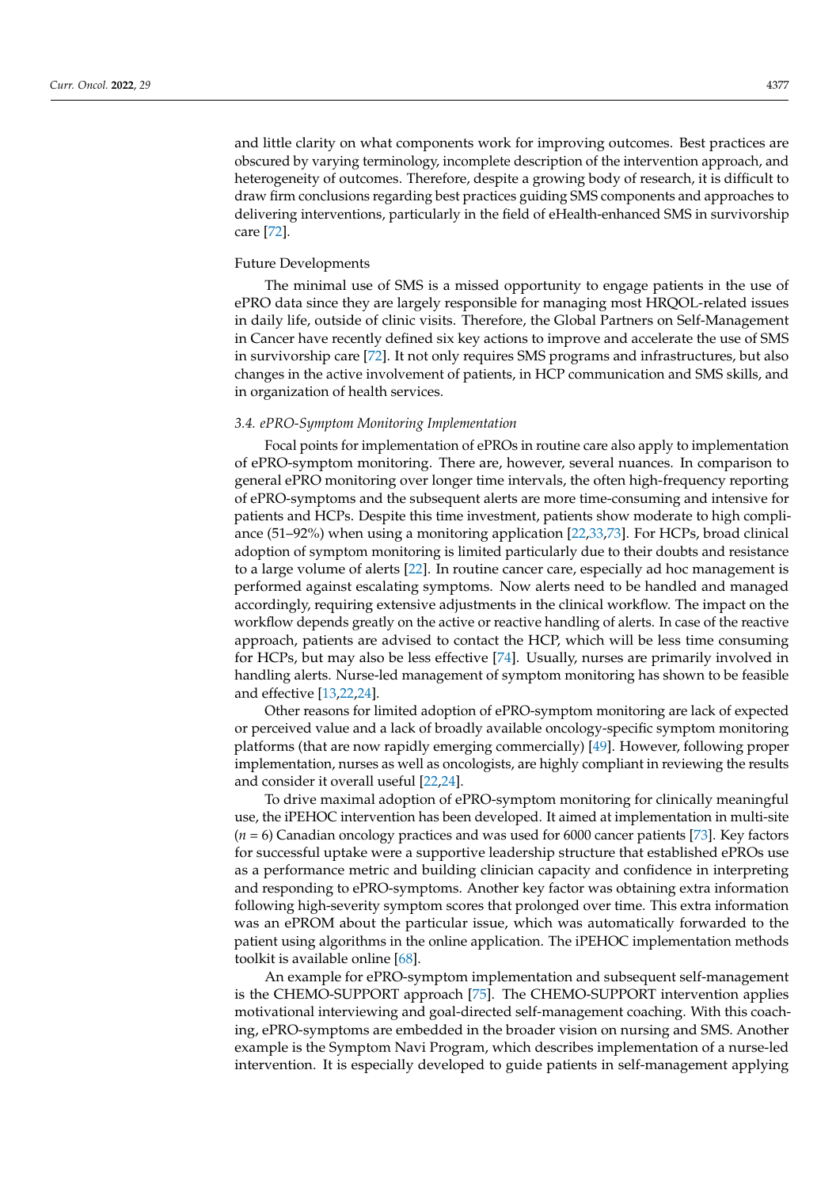and little clarity on what components work for improving outcomes. Best practices are obscured by varying terminology, incomplete description of the intervention approach, and heterogeneity of outcomes. Therefore, despite a growing body of research, it is difficult to draw firm conclusions regarding best practices guiding SMS components and approaches to delivering interventions, particularly in the field of eHealth-enhanced SMS in survivorship care [72].

Future Developments

The minimal use of SMS is a missed opportunity to engage patients in the use of ePRO data since they are largely responsible for managing most HRQOL-related issues in daily life, outside of clinic visits. Therefore, the Global Partners on Self-Management in Cancer have recently defined six key actions to improve and accelerate the use of SMS in survivorship care [72]. It not only requires SMS programs and infrastructures, but also changes in the active involvement of patients, in HCP communication and SMS skills, and in organization of health services.

### *3.4. ePRO-Symptom Monitoring Implementation*

Focal points for implementation of ePROs in routine care also apply to implementation of ePRO-symptom monitoring. There are, however, several nuances. In comparison to general ePRO monitoring over longer time intervals, the often high-frequency reporting of ePRO-symptoms and the subsequent alerts are more time-consuming and intensive for patients and HCPs. Despite this time investment, patients show moderate to high compliance (51–92%) when using a monitoring application [22,33,73]. For HCPs, broad clinical adoption of symptom monitoring is limited particularly due to their doubts and resistance to a large volume of alerts [22]. In routine cancer care, especially ad hoc management is performed against escalating symptoms. Now alerts need to be handled and managed accordingly, requiring extensive adjustments in the clinical workflow. The impact on the workflow depends greatly on the active or reactive handling of alerts. In case of the reactive approach, patients are advised to contact the HCP, which will be less time consuming for HCPs, but may also be less effective [74]. Usually, nurses are primarily involved in handling alerts. Nurse-led management of symptom monitoring has shown to be feasible and effective [13,22,24].

Other reasons for limited adoption of ePRO-symptom monitoring are lack of expected or perceived value and a lack of broadly available oncology-specific symptom monitoring platforms (that are now rapidly emerging commercially) [49]. However, following proper implementation, nurses as well as oncologists, are highly compliant in reviewing the results and consider it overall useful [22,24].

To drive maximal adoption of ePRO-symptom monitoring for clinically meaningful use, the iPEHOC intervention has been developed. It aimed at implementation in multi-site ($n$ = 6) Canadian oncology practices and was used for 6000 cancer patients [73]. Key factors for successful uptake were a supportive leadership structure that established ePROs use as a performance metric and building clinician capacity and confidence in interpreting and responding to ePRO-symptoms. Another key factor was obtaining extra information following high-severity symptom scores that prolonged over time. This extra information was an ePROM about the particular issue, which was automatically forwarded to the patient using algorithms in the online application. The iPEHOC implementation methods toolkit is available online [68].

An example for ePRO-symptom implementation and subsequent self-management is the CHEMO-SUPPORT approach [75]. The CHEMO-SUPPORT intervention applies motivational interviewing and goal-directed self-management coaching. With this coaching, ePRO-symptoms are embedded in the broader vision on nursing and SMS. Another example is the Symptom Navi Program, which describes implementation of a nurse-led intervention. It is especially developed to guide patients in self-management applying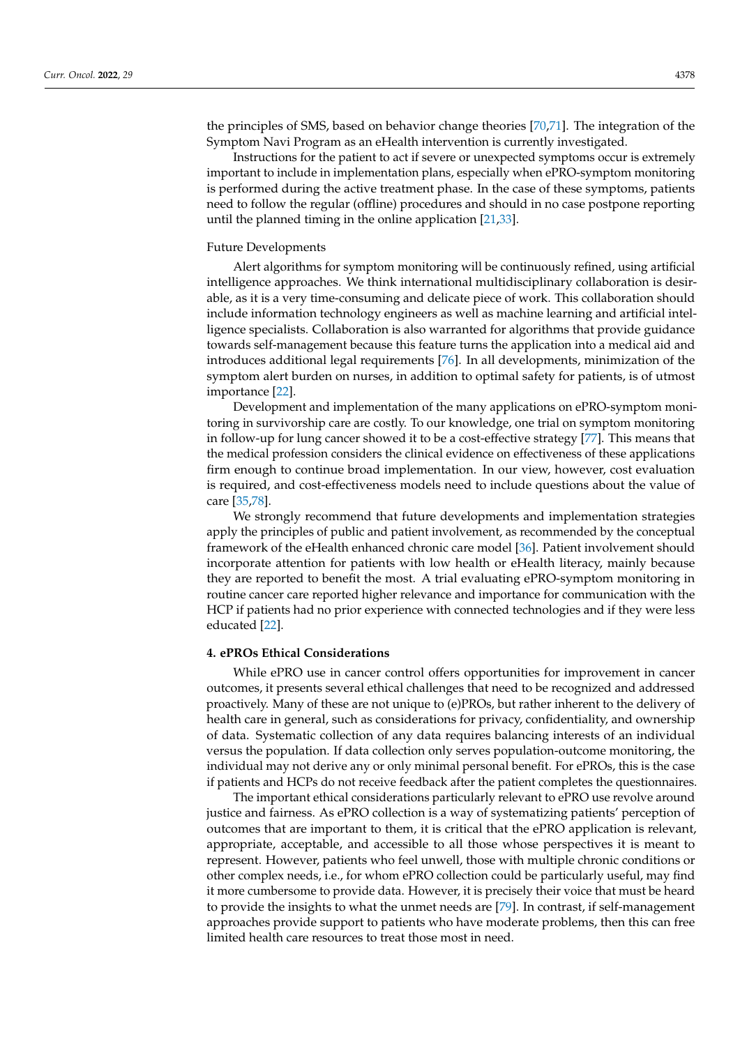the principles of SMS, based on behavior change theories [70,71]. The integration of the Symptom Navi Program as an eHealth intervention is currently investigated.

Instructions for the patient to act if severe or unexpected symptoms occur is extremely important to include in implementation plans, especially when ePRO-symptom monitoring is performed during the active treatment phase. In the case of these symptoms, patients need to follow the regular (offline) procedures and should in no case postpone reporting until the planned timing in the online application [21,33].

Future Developments

Alert algorithms for symptom monitoring will be continuously refined, using artificial intelligence approaches. We think international multidisciplinary collaboration is desirable, as it is a very time-consuming and delicate piece of work. This collaboration should include information technology engineers as well as machine learning and artificial intelligence specialists. Collaboration is also warranted for algorithms that provide guidance towards self-management because this feature turns the application into a medical aid and introduces additional legal requirements [76]. In all developments, minimization of the symptom alert burden on nurses, in addition to optimal safety for patients, is of utmost importance [22].

Development and implementation of the many applications on ePRO-symptom monitoring in survivorship care are costly. To our knowledge, one trial on symptom monitoring in follow-up for lung cancer showed it to be a cost-effective strategy [77]. This means that the medical profession considers the clinical evidence on effectiveness of these applications firm enough to continue broad implementation. In our view, however, cost evaluation is required, and cost-effectiveness models need to include questions about the value of care [35,78].

We strongly recommend that future developments and implementation strategies apply the principles of public and patient involvement, as recommended by the conceptual framework of the eHealth enhanced chronic care model [36]. Patient involvement should incorporate attention for patients with low health or eHealth literacy, mainly because they are reported to benefit the most. A trial evaluating ePRO-symptom monitoring in routine cancer care reported higher relevance and importance for communication with the HCP if patients had no prior experience with connected technologies and if they were less educated [22].

## 4. ePROs Ethical Considerations

While ePRO use in cancer control offers opportunities for improvement in cancer outcomes, it presents several ethical challenges that need to be recognized and addressed proactively. Many of these are not unique to (e)PROs, but rather inherent to the delivery of health care in general, such as considerations for privacy, confidentiality, and ownership of data. Systematic collection of any data requires balancing interests of an individual versus the population. If data collection only serves population-outcome monitoring, the individual may not derive any or only minimal personal benefit. For ePROs, this is the case if patients and HCPs do not receive feedback after the patient completes the questionnaires.

The important ethical considerations particularly relevant to ePRO use revolve around justice and fairness. As ePRO collection is a way of systematizing patients' perception of outcomes that are important to them, it is critical that the ePRO application is relevant, appropriate, acceptable, and accessible to all those whose perspectives it is meant to represent. However, patients who feel unwell, those with multiple chronic conditions or other complex needs, i.e., for whom ePRO collection could be particularly useful, may find it more cumbersome to provide data. However, it is precisely their voice that must be heard to provide the insights to what the unmet needs are [79]. In contrast, if self-management approaches provide support to patients who have moderate problems, then this can free limited health care resources to treat those most in need.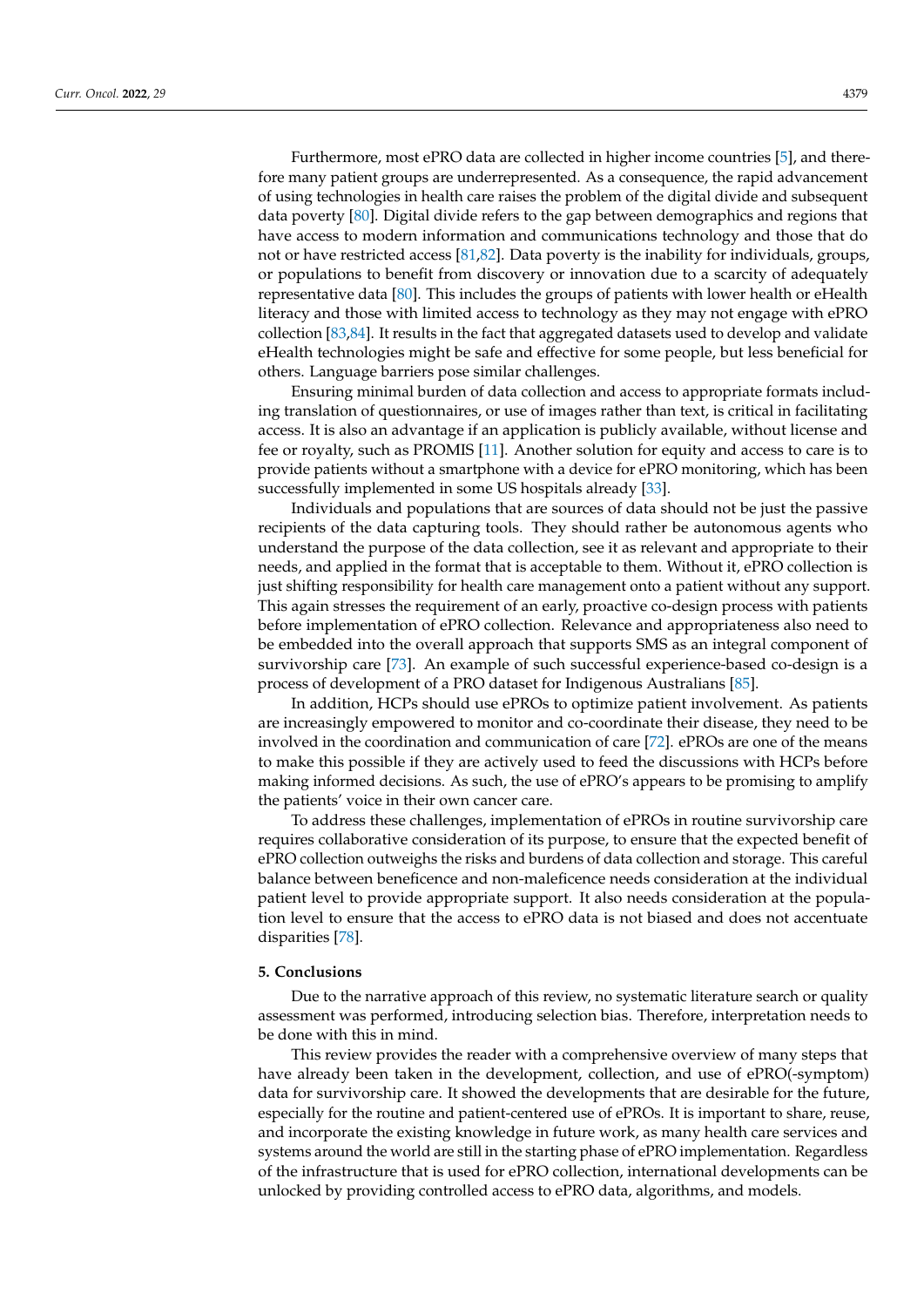Furthermore, most ePRO data are collected in higher income countries [5], and therefore many patient groups are underrepresented. As a consequence, the rapid advancement of using technologies in health care raises the problem of the digital divide and subsequent data poverty [80]. Digital divide refers to the gap between demographics and regions that have access to modern information and communications technology and those that do not or have restricted access [81,82]. Data poverty is the inability for individuals, groups, or populations to benefit from discovery or innovation due to a scarcity of adequately representative data [80]. This includes the groups of patients with lower health or eHealth literacy and those with limited access to technology as they may not engage with ePRO collection [83,84]. It results in the fact that aggregated datasets used to develop and validate eHealth technologies might be safe and effective for some people, but less beneficial for others. Language barriers pose similar challenges.

Ensuring minimal burden of data collection and access to appropriate formats including translation of questionnaires, or use of images rather than text, is critical in facilitating access. It is also an advantage if an application is publicly available, without license and fee or royalty, such as PROMIS [11]. Another solution for equity and access to care is to provide patients without a smartphone with a device for ePRO monitoring, which has been successfully implemented in some US hospitals already [33].

Individuals and populations that are sources of data should not be just the passive recipients of the data capturing tools. They should rather be autonomous agents who understand the purpose of the data collection, see it as relevant and appropriate to their needs, and applied in the format that is acceptable to them. Without it, ePRO collection is just shifting responsibility for health care management onto a patient without any support. This again stresses the requirement of an early, proactive co-design process with patients before implementation of ePRO collection. Relevance and appropriateness also need to be embedded into the overall approach that supports SMS as an integral component of survivorship care [73]. An example of such successful experience-based co-design is a process of development of a PRO dataset for Indigenous Australians [85].

In addition, HCPs should use ePROs to optimize patient involvement. As patients are increasingly empowered to monitor and co-coordinate their disease, they need to be involved in the coordination and communication of care [72]. ePROs are one of the means to make this possible if they are actively used to feed the discussions with HCPs before making informed decisions. As such, the use of ePRO's appears to be promising to amplify the patients' voice in their own cancer care.

To address these challenges, implementation of ePROs in routine survivorship care requires collaborative consideration of its purpose, to ensure that the expected benefit of ePRO collection outweighs the risks and burdens of data collection and storage. This careful balance between beneficence and non-maleficence needs consideration at the individual patient level to provide appropriate support. It also needs consideration at the population level to ensure that the access to ePRO data is not biased and does not accentuate disparities [78].

## 5. Conclusions

Due to the narrative approach of this review, no systematic literature search or quality assessment was performed, introducing selection bias. Therefore, interpretation needs to be done with this in mind.

This review provides the reader with a comprehensive overview of many steps that have already been taken in the development, collection, and use of ePRO(-symptom) data for survivorship care. It showed the developments that are desirable for the future, especially for the routine and patient-centered use of ePROs. It is important to share, reuse, and incorporate the existing knowledge in future work, as many health care services and systems around the world are still in the starting phase of ePRO implementation. Regardless of the infrastructure that is used for ePRO collection, international developments can be unlocked by providing controlled access to ePRO data, algorithms, and models.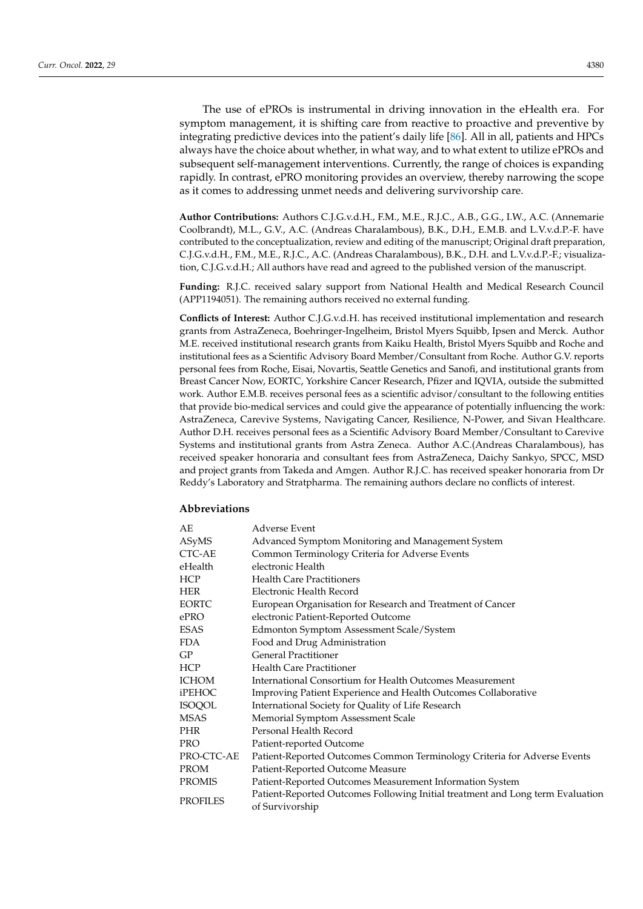The use of ePROs is instrumental in driving innovation in the eHealth era. For symptom management, it is shifting care from reactive to proactive and preventive by integrating predictive devices into the patient's daily life [86]. All in all, patients and HPCs always have the choice about whether, in what way, and to what extent to utilize ePROs and subsequent self-management interventions. Currently, the range of choices is expanding rapidly. In contrast, ePRO monitoring provides an overview, thereby narrowing the scope as it comes to addressing unmet needs and delivering survivorship care.

**Author Contributions:** Authors C.J.G.v.d.H., F.M., M.E., R.J.C., A.B., G.G., I.W., A.C. (Annemarie Coolbrandt), M.L., G.V., A.C. (Andreas Charalambous), B.K., D.H., E.M.B. and L.V.v.d.P.-F. have contributed to the conceptualization, review and editing of the manuscript; Original draft preparation, C.J.G.v.d.H., F.M., M.E., R.J.C., A.C. (Andreas Charalambous), B.K., D.H. and L.V.v.d.P.-F.; visualization, C.J.G.v.d.H.; All authors have read and agreed to the published version of the manuscript.

**Funding:** R.J.C. received salary support from National Health and Medical Research Council (APP1194051). The remaining authors received no external funding.

**Conflicts of Interest:** Author C.J.G.v.d.H. has received institutional implementation and research grants from AstraZeneca, Boehringer-Ingelheim, Bristol Myers Squibb, Ipsen and Merck. Author M.E. received institutional research grants from Kaiku Health, Bristol Myers Squibb and Roche and institutional fees as a Scientific Advisory Board Member/Consultant from Roche. Author G.V. reports personal fees from Roche, Eisai, Novartis, Seattle Genetics and Sanofi, and institutional grants from Breast Cancer Now, EORTC, Yorkshire Cancer Research, Pfizer and IQVIA, outside the submitted work. Author E.M.B. receives personal fees as a scientific advisor/consultant to the following entities that provide bio-medical services and could give the appearance of potentially influencing the work: AstraZeneca, Carevive Systems, Navigating Cancer, Resilience, N-Power, and Sivan Healthcare. Author D.H. receives personal fees as a Scientific Advisory Board Member/Consultant to Carevive Systems and institutional grants from Astra Zeneca. Author A.C.(Andreas Charalambous), has received speaker honoraria and consultant fees from AstraZeneca, Daichy Sankyo, SPCC, MSD and project grants from Takeda and Amgen. Author R.J.C. has received speaker honoraria from Dr Reddy's Laboratory and Stratpharma. The remaining authors declare no conflicts of interest.

## Abbreviations

| | |
|---|---|
| AE | Adverse Event |
| ASyMS | Advanced Symptom Monitoring and Management System |
| CTC-AE | Common Terminology Criteria for Adverse Events |
| eHealth | electronic Health |
| HCP | Health Care Practitioners |
| HER | Electronic Health Record |
| EORTC | European Organisation for Research and Treatment of Cancer |
| ePRO | electronic Patient-Reported Outcome |
| ESAS | Edmonton Symptom Assessment Scale/System |
| FDA | Food and Drug Administration |
| GP | General Practitioner |
| HCP | Health Care Practitioner |
| ICHOM | International Consortium for Health Outcomes Measurement |
| iPEHOC | Improving Patient Experience and Health Outcomes Collaborative |
| ISOQOL | International Society for Quality of Life Research |
| MSAS | Memorial Symptom Assessment Scale |
| PHR | Personal Health Record |
| PRO | Patient-reported Outcome |
| PRO-CTC-AE | Patient-Reported Outcomes Common Terminology Criteria for Adverse Events |
| PROM | Patient-Reported Outcome Measure |
| PROMIS | Patient-Reported Outcomes Measurement Information System |
| PROFILES | Patient-Reported Outcomes Following Initial treatment and Long term Evaluation of Survivorship |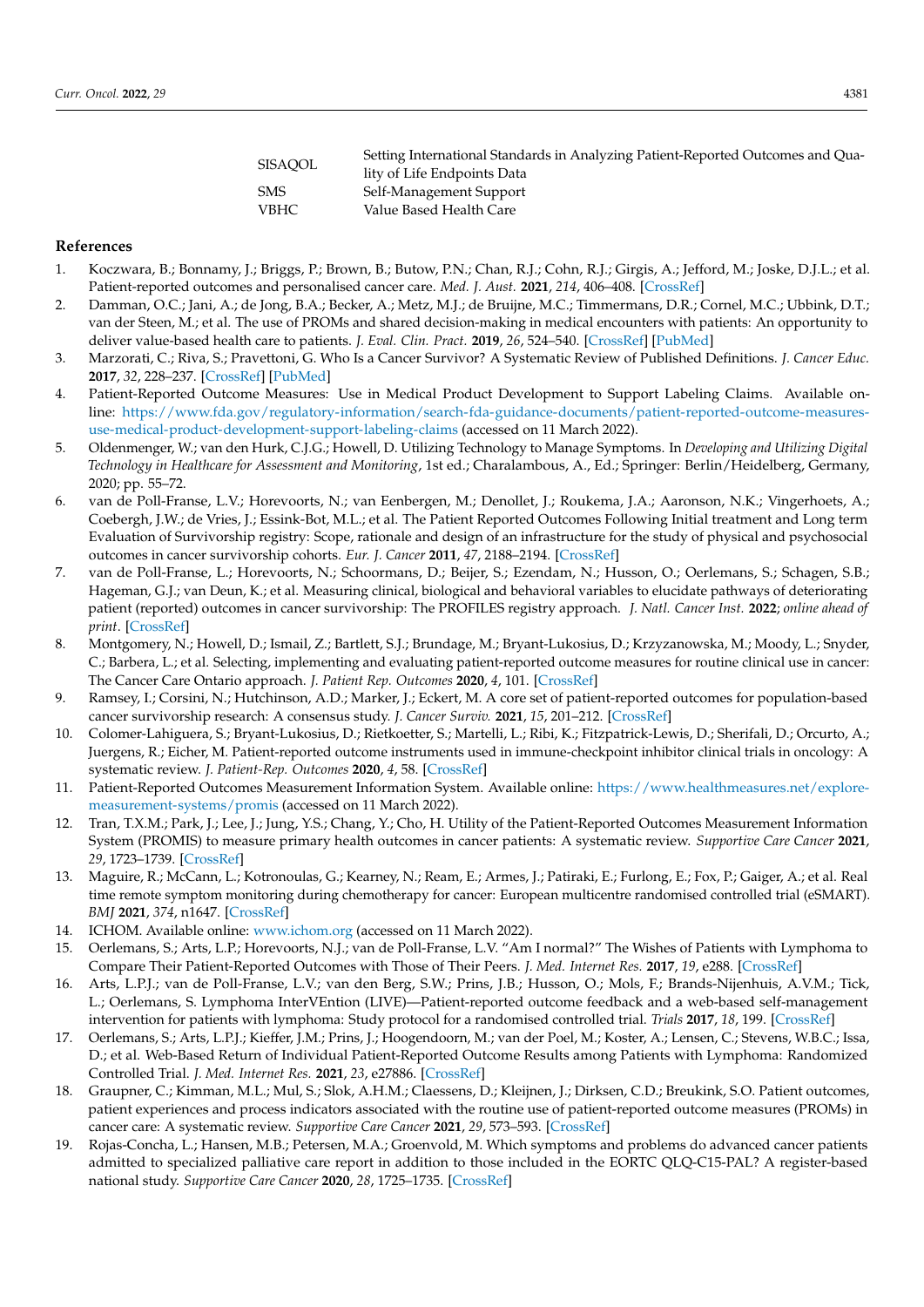| | |
|---|---|
| SISAQOL | Setting International Standards in Analyzing Patient-Reported Outcomes and Quality of Life Endpoints Data |
| SMS | Self-Management Support |
| VBHC | Value Based Health Care |

## References

1. Koczwara, B.; Bonnamy, J.; Briggs, P.; Brown, B.; Butow, P.N.; Chan, R.J.; Cohn, R.J.; Girgis, A.; Jefford, M.; Joske, D.J.L.; et al. Patient-reported outcomes and personalised cancer care. *Med. J. Aust.* **2021**, *214*, 406–408. [CrossRef]
2. Damman, O.C.; Jani, A.; de Jong, B.A.; Becker, A.; Metz, M.J.; de Bruijne, M.C.; Timmermans, D.R.; Cornel, M.C.; Ubbink, D.T.; van der Steen, M.; et al. The use of PROMs and shared decision-making in medical encounters with patients: An opportunity to deliver value-based health care to patients. *J. Eval. Clin. Pract.* **2019**, *26*, 524–540. [CrossRef] [PubMed]
3. Marzorati, C.; Riva, S.; Pravettoni, G. Who Is a Cancer Survivor? A Systematic Review of Published Definitions. *J. Cancer Educ.* **2017**, *32*, 228–237. [CrossRef] [PubMed]
4. Patient-Reported Outcome Measures: Use in Medical Product Development to Support Labeling Claims. Available online: https://www.fda.gov/regulatory-information/search-fda-guidance-documents/patient-reported-outcome-measures-use-medical-product-development-support-labeling-claims (accessed on 11 March 2022).
5. Oldenmenger, W.; van den Hurk, C.J.G.; Howell, D. Utilizing Technology to Manage Symptoms. In *Developing and Utilizing Digital Technology in Healthcare for Assessment and Monitoring*, 1st ed.; Charalambous, A., Ed.; Springer: Berlin/Heidelberg, Germany, 2020; pp. 55–72.
6. van de Poll-Franse, L.V.; Horevoorts, N.; van Eenbergen, M.; Denollet, J.; Roukema, J.A.; Aaronson, N.K.; Vingerhoets, A.; Coebergh, J.W.; de Vries, J.; Essink-Bot, M.L.; et al. The Patient Reported Outcomes Following Initial treatment and Long term Evaluation of Survivorship registry: Scope, rationale and design of an infrastructure for the study of physical and psychosocial outcomes in cancer survivorship cohorts. *Eur. J. Cancer* **2011**, *47*, 2188–2194. [CrossRef]
7. van de Poll-Franse, L.; Horevoorts, N.; Schoormans, D.; Beijer, S.; Ezendam, N.; Husson, O.; Oerlemans, S.; Schagen, S.B.; Hageman, G.J.; van Deun, K.; et al. Measuring clinical, biological and behavioral variables to elucidate pathways of deteriorating patient (reported) outcomes in cancer survivorship: The PROFILES registry approach. *J. Natl. Cancer Inst.* **2022**; *online ahead of print*. [CrossRef]
8. Montgomery, N.; Howell, D.; Ismail, Z.; Bartlett, S.J.; Brundage, M.; Bryant-Lukosius, D.; Krzyzanowska, M.; Moody, L.; Snyder, C.; Barbera, L.; et al. Selecting, implementing and evaluating patient-reported outcome measures for routine clinical use in cancer: The Cancer Care Ontario approach. *J. Patient Rep. Outcomes* **2020**, *4*, 101. [CrossRef]
9. Ramsey, I.; Corsini, N.; Hutchinson, A.D.; Marker, J.; Eckert, M. A core set of patient-reported outcomes for population-based cancer survivorship research: A consensus study. *J. Cancer Surviv.* **2021**, *15*, 201–212. [CrossRef]
10. Colomer-Lahiguera, S.; Bryant-Lukosius, D.; Rietkoetter, S.; Martelli, L.; Ribi, K.; Fitzpatrick-Lewis, D.; Sherifali, D.; Orcurto, A.; Juergens, R.; Eicher, M. Patient-reported outcome instruments used in immune-checkpoint inhibitor clinical trials in oncology: A systematic review. *J. Patient-Rep. Outcomes* **2020**, *4*, 58. [CrossRef]
11. Patient-Reported Outcomes Measurement Information System. Available online: https://www.healthmeasures.net/explore-measurement-systems/promis (accessed on 11 March 2022).
12. Tran, T.X.M.; Park, J.; Lee, J.; Jung, Y.S.; Chang, Y.; Cho, H. Utility of the Patient-Reported Outcomes Measurement Information System (PROMIS) to measure primary health outcomes in cancer patients: A systematic review. *Supportive Care Cancer* **2021**, *29*, 1723–1739. [CrossRef]
13. Maguire, R.; McCann, L.; Kotronoulas, G.; Kearney, N.; Ream, E.; Armes, J.; Patiraki, E.; Furlong, E.; Fox, P.; Gaiger, A.; et al. Real time remote symptom monitoring during chemotherapy for cancer: European multicentre randomised controlled trial (eSMART). *BMJ* **2021**, *374*, n1647. [CrossRef]
14. ICHOM. Available online: www.ichom.org (accessed on 11 March 2022).
15. Oerlemans, S.; Arts, L.P.; Horevoorts, N.J.; van de Poll-Franse, L.V. "Am I normal?" The Wishes of Patients with Lymphoma to Compare Their Patient-Reported Outcomes with Those of Their Peers. *J. Med. Internet Res.* **2017**, *19*, e288. [CrossRef]
16. Arts, L.P.J.; van de Poll-Franse, L.V.; van den Berg, S.W.; Prins, J.B.; Husson, O.; Mols, F.; Brands-Nijenhuis, A.V.M.; Tick, L.; Oerlemans, S. Lymphoma InterVEntion (LIVE)—Patient-reported outcome feedback and a web-based self-management intervention for patients with lymphoma: Study protocol for a randomised controlled trial. *Trials* **2017**, *18*, 199. [CrossRef]
17. Oerlemans, S.; Arts, L.P.J.; Kieffer, J.M.; Prins, J.; Hoogendoorn, M.; van der Poel, M.; Koster, A.; Lensen, C.; Stevens, W.B.C.; Issa, D.; et al. Web-Based Return of Individual Patient-Reported Outcome Results among Patients with Lymphoma: Randomized Controlled Trial. *J. Med. Internet Res.* **2021**, *23*, e27886. [CrossRef]
18. Graupner, C.; Kimman, M.L.; Mul, S.; Slok, A.H.M.; Claessens, D.; Kleijnen, J.; Dirksen, C.D.; Breukink, S.O. Patient outcomes, patient experiences and process indicators associated with the routine use of patient-reported outcome measures (PROMs) in cancer care: A systematic review. *Supportive Care Cancer* **2021**, *29*, 573–593. [CrossRef]
19. Rojas-Concha, L.; Hansen, M.B.; Petersen, M.A.; Groenvold, M. Which symptoms and problems do advanced cancer patients admitted to specialized palliative care report in addition to those included in the EORTC QLQ-C15-PAL? A register-based national study. *Supportive Care Cancer* **2020**, *28*, 1725–1735. [CrossRef]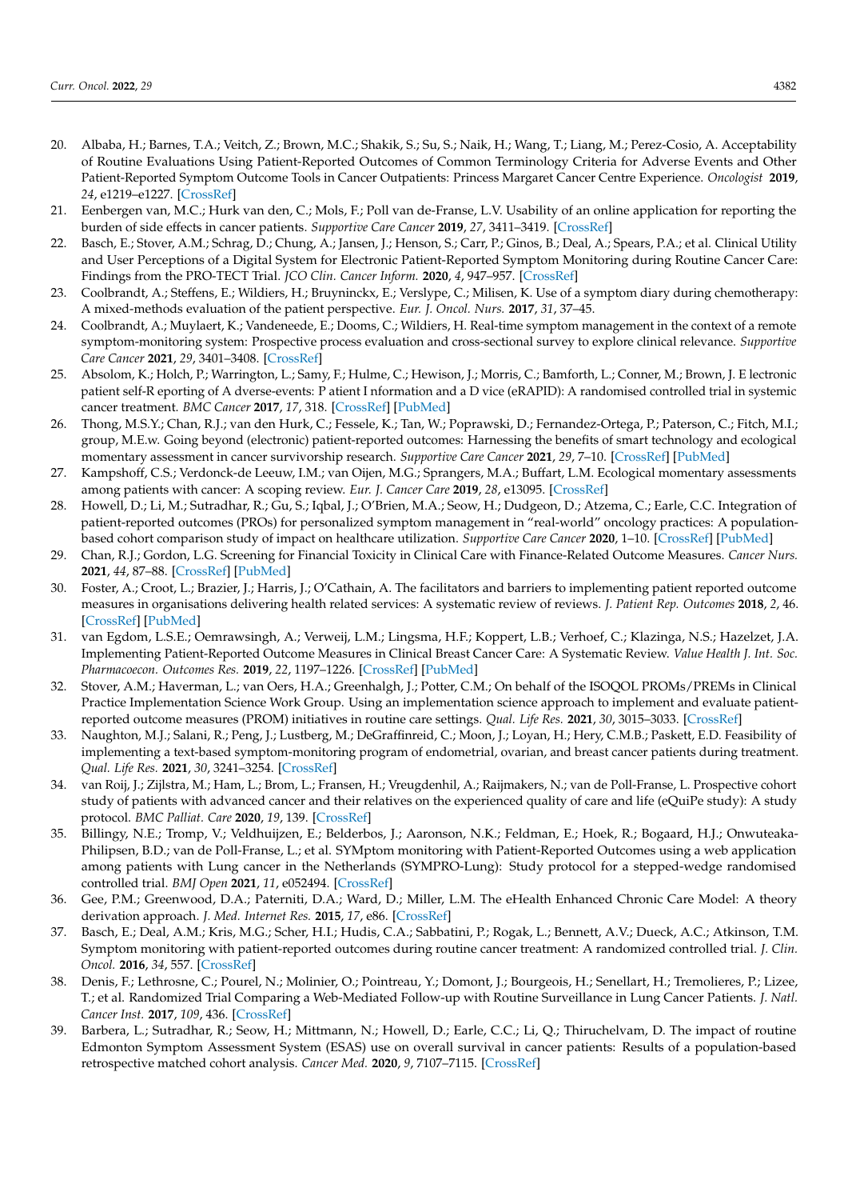20. Albaba, H.; Barnes, T.A.; Veitch, Z.; Brown, M.C.; Shakik, S.; Su, S.; Naik, H.; Wang, T.; Liang, M.; Perez-Cosio, A. Acceptability of Routine Evaluations Using Patient-Reported Outcomes of Common Terminology Criteria for Adverse Events and Other Patient-Reported Symptom Outcome Tools in Cancer Outpatients: Princess Margaret Cancer Centre Experience. *Oncologist* **2019**, *24*, e1219–e1227. [CrossRef]
21. Eenbergen van, M.C.; Hurk van den, C.; Mols, F.; Poll van de-Franse, L.V. Usability of an online application for reporting the burden of side effects in cancer patients. *Supportive Care Cancer* **2019**, *27*, 3411–3419. [CrossRef]
22. Basch, E.; Stover, A.M.; Schrag, D.; Chung, A.; Jansen, J.; Henson, S.; Carr, P.; Ginos, B.; Deal, A.; Spears, P.A.; et al. Clinical Utility and User Perceptions of a Digital System for Electronic Patient-Reported Symptom Monitoring during Routine Cancer Care: Findings from the PRO-TECT Trial. *JCO Clin. Cancer Inform.* **2020**, *4*, 947–957. [CrossRef]
23. Coolbrandt, A.; Steffens, E.; Wildiers, H.; Bruyninckx, E.; Verslype, C.; Milisen, K. Use of a symptom diary during chemotherapy: A mixed-methods evaluation of the patient perspective. *Eur. J. Oncol. Nurs.* **2017**, *31*, 37–45.
24. Coolbrandt, A.; Muylaert, K.; Vandeneede, E.; Dooms, C.; Wildiers, H. Real-time symptom management in the context of a remote symptom-monitoring system: Prospective process evaluation and cross-sectional survey to explore clinical relevance. *Supportive Care Cancer* **2021**, *29*, 3401–3408. [CrossRef]
25. Absolom, K.; Holch, P.; Warrington, L.; Samy, F.; Hulme, C.; Hewison, J.; Morris, C.; Bamforth, L.; Conner, M.; Brown, J. E lectronic patient self-R eporting of A dverse-events: P atient I nformation and a D vice (eRAPID): A randomised controlled trial in systemic cancer treatment. *BMC Cancer* **2017**, *17*, 318. [CrossRef] [PubMed]
26. Thong, M.S.Y.; Chan, R.J.; van den Hurk, C.; Fessele, K.; Tan, W.; Poprawski, D.; Fernandez-Ortega, P.; Paterson, C.; Fitch, M.I.; group, M.E.w. Going beyond (electronic) patient-reported outcomes: Harnessing the benefits of smart technology and ecological momentary assessment in cancer survivorship research. *Supportive Care Cancer* **2021**, *29*, 7–10. [CrossRef] [PubMed]
27. Kampshoff, C.S.; Verdonck-de Leeuw, I.M.; van Oijen, M.G.; Sprangers, M.A.; Buffart, L.M. Ecological momentary assessments among patients with cancer: A scoping review. *Eur. J. Cancer Care* **2019**, *28*, e13095. [CrossRef]
28. Howell, D.; Li, M.; Sutradhar, R.; Gu, S.; Iqbal, J.; O'Brien, M.A.; Seow, H.; Dudgeon, D.; Atzema, C.; Earle, C.C. Integration of patient-reported outcomes (PROs) for personalized symptom management in "real-world" oncology practices: A population-based cohort comparison study of impact on healthcare utilization. *Supportive Care Cancer* **2020**, 1–10. [CrossRef] [PubMed]
29. Chan, R.J.; Gordon, L.G. Screening for Financial Toxicity in Clinical Care with Finance-Related Outcome Measures. *Cancer Nurs.* **2021**, *44*, 87–88. [CrossRef] [PubMed]
30. Foster, A.; Croot, L.; Brazier, J.; Harris, J.; O'Cathain, A. The facilitators and barriers to implementing patient reported outcome measures in organisations delivering health related services: A systematic review of reviews. *J. Patient Rep. Outcomes* **2018**, *2*, 46. [CrossRef] [PubMed]
31. van Egdom, L.S.E.; Oemrawsingh, A.; Verweij, L.M.; Lingsma, H.F.; Koppert, L.B.; Verhoef, C.; Klazinga, N.S.; Hazelzet, J.A. Implementing Patient-Reported Outcome Measures in Clinical Breast Cancer Care: A Systematic Review. *Value Health J. Int. Soc. Pharmacoecon. Outcomes Res.* **2019**, *22*, 1197–1226. [CrossRef] [PubMed]
32. Stover, A.M.; Haverman, L.; van Oers, H.A.; Greenhalgh, J.; Potter, C.M.; On behalf of the ISOQOL PROMs/PREMs in Clinical Practice Implementation Science Work Group. Using an implementation science approach to implement and evaluate patient-reported outcome measures (PROM) initiatives in routine care settings. *Qual. Life Res.* **2021**, *30*, 3015–3033. [CrossRef]
33. Naughton, M.J.; Salani, R.; Peng, J.; Lustberg, M.; DeGraffinreid, C.; Moon, J.; Loyan, H.; Hery, C.M.B.; Paskett, E.D. Feasibility of implementing a text-based symptom-monitoring program of endometrial, ovarian, and breast cancer patients during treatment. *Qual. Life Res.* **2021**, *30*, 3241–3254. [CrossRef]
34. van Roij, J.; Zijlstra, M.; Ham, L.; Brom, L.; Fransen, H.; Vreugdenhil, A.; Raijmakers, N.; van de Poll-Franse, L. Prospective cohort study of patients with advanced cancer and their relatives on the experienced quality of care and life (eQuiPe study): A study protocol. *BMC Palliat. Care* **2020**, *19*, 139. [CrossRef]
35. Billingy, N.E.; Tromp, V.; Veldhuijzen, E.; Belderbos, J.; Aaronson, N.K.; Feldman, E.; Hoek, R.; Bogaard, H.J.; Onwuteaka-Philipsen, B.D.; van de Poll-Franse, L.; et al. SYMptom monitoring with Patient-Reported Outcomes using a web application among patients with Lung cancer in the Netherlands (SYMPRO-Lung): Study protocol for a stepped-wedge randomised controlled trial. *BMJ Open* **2021**, *11*, e052494. [CrossRef]
36. Gee, P.M.; Greenwood, D.A.; Paterniti, D.A.; Ward, D.; Miller, L.M. The eHealth Enhanced Chronic Care Model: A theory derivation approach. *J. Med. Internet Res.* **2015**, *17*, e86. [CrossRef]
37. Basch, E.; Deal, A.M.; Kris, M.G.; Scher, H.I.; Hudis, C.A.; Sabbatini, P.; Rogak, L.; Bennett, A.V.; Dueck, A.C.; Atkinson, T.M. Symptom monitoring with patient-reported outcomes during routine cancer treatment: A randomized controlled trial. *J. Clin. Oncol.* **2016**, *34*, 557. [CrossRef]
38. Denis, F.; Lethrosne, C.; Pourel, N.; Molinier, O.; Pointreau, Y.; Domont, J.; Bourgeois, H.; Senellart, H.; Tremolieres, P.; Lizee, T.; et al. Randomized Trial Comparing a Web-Mediated Follow-up with Routine Surveillance in Lung Cancer Patients. *J. Natl. Cancer Inst.* **2017**, *109*, 436. [CrossRef]
39. Barbera, L.; Sutradhar, R.; Seow, H.; Mittmann, N.; Howell, D.; Earle, C.C.; Li, Q.; Thiruchelvam, D. The impact of routine Edmonton Symptom Assessment System (ESAS) use on overall survival in cancer patients: Results of a population-based retrospective matched cohort analysis. *Cancer Med.* **2020**, *9*, 7107–7115. [CrossRef]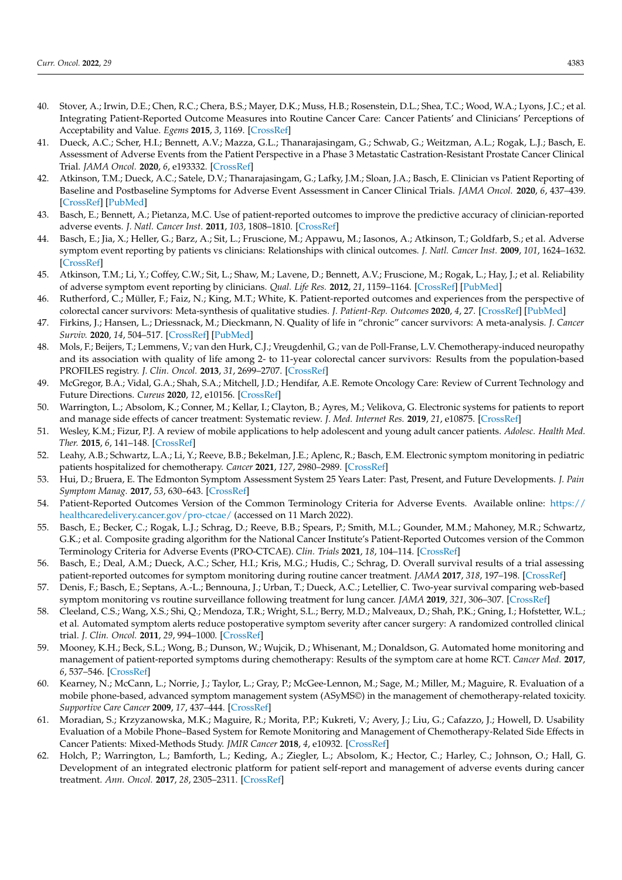40. Stover, A.; Irwin, D.E.; Chen, R.C.; Chera, B.S.; Mayer, D.K.; Muss, H.B.; Rosenstein, D.L.; Shea, T.C.; Wood, W.A.; Lyons, J.C.; et al. Integrating Patient-Reported Outcome Measures into Routine Cancer Care: Cancer Patients' and Clinicians' Perceptions of Acceptability and Value. *Egems* **2015**, *3*, 1169. [CrossRef]
41. Dueck, A.C.; Scher, H.I.; Bennett, A.V.; Mazza, G.L.; Thanarajasingam, G.; Schwab, G.; Weitzman, A.L.; Rogak, L.J.; Basch, E. Assessment of Adverse Events from the Patient Perspective in a Phase 3 Metastatic Castration-Resistant Prostate Cancer Clinical Trial. *JAMA Oncol.* **2020**, *6*, e193332. [CrossRef]
42. Atkinson, T.M.; Dueck, A.C.; Satele, D.V.; Thanarajasingam, G.; Lafky, J.M.; Sloan, J.A.; Basch, E. Clinician vs Patient Reporting of Baseline and Postbaseline Symptoms for Adverse Event Assessment in Cancer Clinical Trials. *JAMA Oncol.* **2020**, *6*, 437–439. [CrossRef] [PubMed]
43. Basch, E.; Bennett, A.; Pietanza, M.C. Use of patient-reported outcomes to improve the predictive accuracy of clinician-reported adverse events. *J. Natl. Cancer Inst.* **2011**, *103*, 1808–1810. [CrossRef]
44. Basch, E.; Jia, X.; Heller, G.; Barz, A.; Sit, L.; Fruscione, M.; Appawu, M.; Iasonos, A.; Atkinson, T.; Goldfarb, S.; et al. Adverse symptom event reporting by patients vs clinicians: Relationships with clinical outcomes. *J. Natl. Cancer Inst.* **2009**, *101*, 1624–1632. [CrossRef]
45. Atkinson, T.M.; Li, Y.; Coffey, C.W.; Sit, L.; Shaw, M.; Lavene, D.; Bennett, A.V.; Fruscione, M.; Rogak, L.; Hay, J.; et al. Reliability of adverse symptom event reporting by clinicians. *Qual. Life Res.* **2012**, *21*, 1159–1164. [CrossRef] [PubMed]
46. Rutherford, C.; Müller, F.; Faiz, N.; King, M.T.; White, K. Patient-reported outcomes and experiences from the perspective of colorectal cancer survivors: Meta-synthesis of qualitative studies. *J. Patient-Rep. Outcomes* **2020**, *4*, 27. [CrossRef] [PubMed]
47. Firkins, J.; Hansen, L.; Driessnack, M.; Dieckmann, N. Quality of life in "chronic" cancer survivors: A meta-analysis. *J. Cancer Surviv.* **2020**, *14*, 504–517. [CrossRef] [PubMed]
48. Mols, F.; Beijers, T.; Lemmens, V.; van den Hurk, C.J.; Vreugdenhil, G.; van de Poll-Franse, L.V. Chemotherapy-induced neuropathy and its association with quality of life among 2- to 11-year colorectal cancer survivors: Results from the population-based PROFILES registry. *J. Clin. Oncol.* **2013**, *31*, 2699–2707. [CrossRef]
49. McGregor, B.A.; Vidal, G.A.; Shah, S.A.; Mitchell, J.D.; Hendifar, A.E. Remote Oncology Care: Review of Current Technology and Future Directions. *Cureus* **2020**, *12*, e10156. [CrossRef]
50. Warrington, L.; Absolom, K.; Conner, M.; Kellar, I.; Clayton, B.; Ayres, M.; Velikova, G. Electronic systems for patients to report and manage side effects of cancer treatment: Systematic review. *J. Med. Internet Res.* **2019**, *21*, e10875. [CrossRef]
51. Wesley, K.M.; Fizur, P.J. A review of mobile applications to help adolescent and young adult cancer patients. *Adolesc. Health Med. Ther.* **2015**, *6*, 141–148. [CrossRef]
52. Leahy, A.B.; Schwartz, L.A.; Li, Y.; Reeve, B.B.; Bekelman, J.E.; Aplenc, R.; Basch, E.M. Electronic symptom monitoring in pediatric patients hospitalized for chemotherapy. *Cancer* **2021**, *127*, 2980–2989. [CrossRef]
53. Hui, D.; Bruera, E. The Edmonton Symptom Assessment System 25 Years Later: Past, Present, and Future Developments. *J. Pain Symptom Manag.* **2017**, *53*, 630–643. [CrossRef]
54. Patient-Reported Outcomes Version of the Common Terminology Criteria for Adverse Events. Available online: https://healthcaredelivery.cancer.gov/pro-ctcae/ (accessed on 11 March 2022).
55. Basch, E.; Becker, C.; Rogak, L.J.; Schrag, D.; Reeve, B.B.; Spears, P.; Smith, M.L.; Gounder, M.M.; Mahoney, M.R.; Schwartz, G.K.; et al. Composite grading algorithm for the National Cancer Institute's Patient-Reported Outcomes version of the Common Terminology Criteria for Adverse Events (PRO-CTCAE). *Clin. Trials* **2021**, *18*, 104–114. [CrossRef]
56. Basch, E.; Deal, A.M.; Dueck, A.C.; Scher, H.I.; Kris, M.G.; Hudis, C.; Schrag, D. Overall survival results of a trial assessing patient-reported outcomes for symptom monitoring during routine cancer treatment. *JAMA* **2017**, *318*, 197–198. [CrossRef]
57. Denis, F.; Basch, E.; Septans, A.-L.; Bennouna, J.; Urban, T.; Dueck, A.C.; Letellier, C. Two-year survival comparing web-based symptom monitoring vs routine surveillance following treatment for lung cancer. *JAMA* **2019**, *321*, 306–307. [CrossRef]
58. Cleeland, C.S.; Wang, X.S.; Shi, Q.; Mendoza, T.R.; Wright, S.L.; Berry, M.D.; Malveaux, D.; Shah, P.K.; Gning, I.; Hofstetter, W.L.; et al. Automated symptom alerts reduce postoperative symptom severity after cancer surgery: A randomized controlled clinical trial. *J. Clin. Oncol.* **2011**, *29*, 994–1000. [CrossRef]
59. Mooney, K.H.; Beck, S.L.; Wong, B.; Dunson, W.; Wujcik, D.; Whisenant, M.; Donaldson, G. Automated home monitoring and management of patient-reported symptoms during chemotherapy: Results of the symptom care at home RCT. *Cancer Med.* **2017**, *6*, 537–546. [CrossRef]
60. Kearney, N.; McCann, L.; Norrie, J.; Taylor, L.; Gray, P.; McGee-Lennon, M.; Sage, M.; Miller, M.; Maguire, R. Evaluation of a mobile phone-based, advanced symptom management system (ASyMS©) in the management of chemotherapy-related toxicity. *Supportive Care Cancer* **2009**, *17*, 437–444. [CrossRef]
61. Moradian, S.; Krzyzanowska, M.K.; Maguire, R.; Morita, P.P.; Kukreti, V.; Avery, J.; Liu, G.; Cafazzo, J.; Howell, D. Usability Evaluation of a Mobile Phone–Based System for Remote Monitoring and Management of Chemotherapy-Related Side Effects in Cancer Patients: Mixed-Methods Study. *JMIR Cancer* **2018**, *4*, e10932. [CrossRef]
62. Holch, P.; Warrington, L.; Bamforth, L.; Keding, A.; Ziegler, L.; Absolom, K.; Hector, C.; Harley, C.; Johnson, O.; Hall, G. Development of an integrated electronic platform for patient self-report and management of adverse events during cancer treatment. *Ann. Oncol.* **2017**, *28*, 2305–2311. [CrossRef]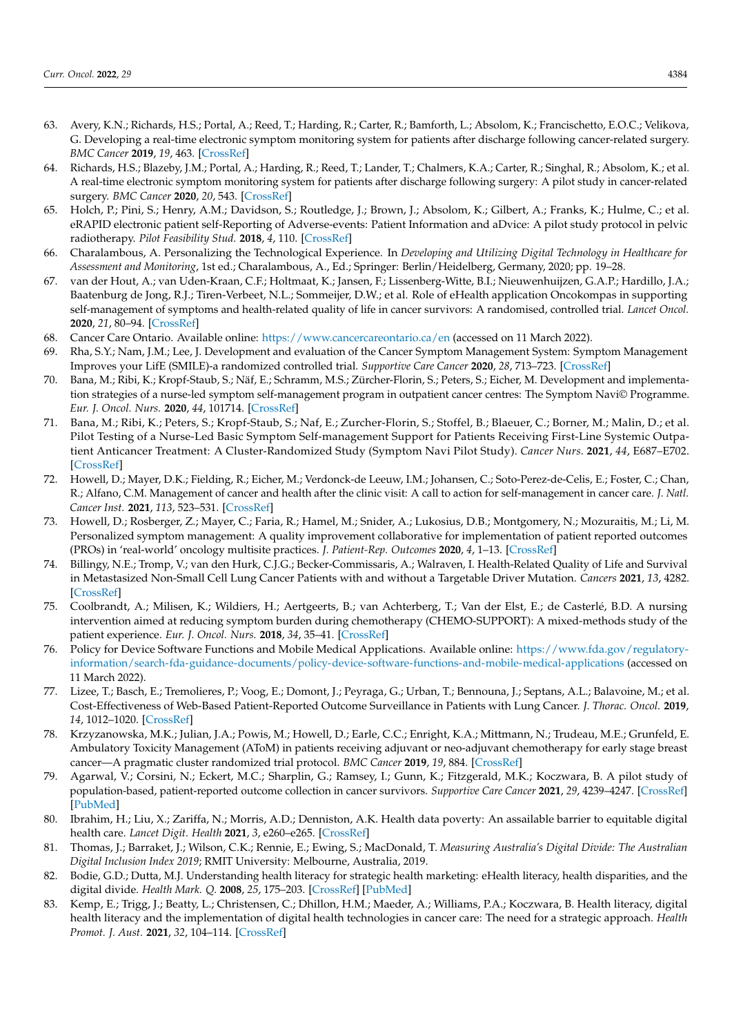63. Avery, K.N.; Richards, H.S.; Portal, A.; Reed, T.; Harding, R.; Carter, R.; Bamforth, L.; Absolom, K.; Francischetto, E.O.C.; Velikova, G. Developing a real-time electronic symptom monitoring system for patients after discharge following cancer-related surgery. *BMC Cancer* **2019**, *19*, 463. [CrossRef]
64. Richards, H.S.; Blazeby, J.M.; Portal, A.; Harding, R.; Reed, T.; Lander, T.; Chalmers, K.A.; Carter, R.; Singhal, R.; Absolom, K.; et al. A real-time electronic symptom monitoring system for patients after discharge following surgery: A pilot study in cancer-related surgery. *BMC Cancer* **2020**, *20*, 543. [CrossRef]
65. Holch, P.; Pini, S.; Henry, A.M.; Davidson, S.; Routledge, J.; Brown, J.; Absolom, K.; Gilbert, A.; Franks, K.; Hulme, C.; et al. eRAPID electronic patient self-Reporting of Adverse-events: Patient Information and aDvice: A pilot study protocol in pelvic radiotherapy. *Pilot Feasibility Stud.* **2018**, *4*, 110. [CrossRef]
66. Charalambous, A. Personalizing the Technological Experience. In *Developing and Utilizing Digital Technology in Healthcare for Assessment and Monitoring*, 1st ed.; Charalambous, A., Ed.; Springer: Berlin/Heidelberg, Germany, 2020; pp. 19–28.
67. van der Hout, A.; van Uden-Kraan, C.F.; Holtmaat, K.; Jansen, F.; Lissenberg-Witte, B.I.; Nieuwenhuijzen, G.A.P.; Hardillo, J.A.; Baatenburg de Jong, R.J.; Tiren-Verbeet, N.L.; Sommeijer, D.W.; et al. Role of eHealth application Oncokompas in supporting self-management of symptoms and health-related quality of life in cancer survivors: A randomised, controlled trial. *Lancet Oncol.* **2020**, *21*, 80–94. [CrossRef]
68. Cancer Care Ontario. Available online: https://www.cancercareontario.ca/en (accessed on 11 March 2022).
69. Rha, S.Y.; Nam, J.M.; Lee, J. Development and evaluation of the Cancer Symptom Management System: Symptom Management Improves your LifE (SMILE)-a randomized controlled trial. *Supportive Care Cancer* **2020**, *28*, 713–723. [CrossRef]
70. Bana, M.; Ribi, K.; Kropf-Staub, S.; Näf, E.; Schramm, M.S.; Zürcher-Florin, S.; Peters, S.; Eicher, M. Development and implementation strategies of a nurse-led symptom self-management program in outpatient cancer centres: The Symptom Navi© Programme. *Eur. J. Oncol. Nurs.* **2020**, *44*, 101714. [CrossRef]
71. Bana, M.; Ribi, K.; Peters, S.; Kropf-Staub, S.; Naf, E.; Zurcher-Florin, S.; Stoffel, B.; Blaeuer, C.; Borner, M.; Malin, D.; et al. Pilot Testing of a Nurse-Led Basic Symptom Self-management Support for Patients Receiving First-Line Systemic Outpatient Anticancer Treatment: A Cluster-Randomized Study (Symptom Navi Pilot Study). *Cancer Nurs.* **2021**, *44*, E687–E702. [CrossRef]
72. Howell, D.; Mayer, D.K.; Fielding, R.; Eicher, M.; Verdonck-de Leeuw, I.M.; Johansen, C.; Soto-Perez-de-Celis, E.; Foster, C.; Chan, R.; Alfano, C.M. Management of cancer and health after the clinic visit: A call to action for self-management in cancer care. *J. Natl. Cancer Inst.* **2021**, *113*, 523–531. [CrossRef]
73. Howell, D.; Rosberger, Z.; Mayer, C.; Faria, R.; Hamel, M.; Snider, A.; Lukosius, D.B.; Montgomery, N.; Mozuraitis, M.; Li, M. Personalized symptom management: A quality improvement collaborative for implementation of patient reported outcomes (PROs) in 'real-world' oncology multisite practices. *J. Patient-Rep. Outcomes* **2020**, *4*, 1–13. [CrossRef]
74. Billingy, N.E.; Tromp, V.; van den Hurk, C.J.G.; Becker-Commissaris, A.; Walraven, I. Health-Related Quality of Life and Survival in Metastasized Non-Small Cell Lung Cancer Patients with and without a Targetable Driver Mutation. *Cancers* **2021**, *13*, 4282. [CrossRef]
75. Coolbrandt, A.; Milisen, K.; Wildiers, H.; Aertgeerts, B.; van Achterberg, T.; Van der Elst, E.; de Casterlé, B.D. A nursing intervention aimed at reducing symptom burden during chemotherapy (CHEMO-SUPPORT): A mixed-methods study of the patient experience. *Eur. J. Oncol. Nurs.* **2018**, *34*, 35–41. [CrossRef]
76. Policy for Device Software Functions and Mobile Medical Applications. Available online: https://www.fda.gov/regulatory-information/search-fda-guidance-documents/policy-device-software-functions-and-mobile-medical-applications (accessed on 11 March 2022).
77. Lizee, T.; Basch, E.; Tremolieres, P.; Voog, E.; Domont, J.; Peyraga, G.; Urban, T.; Bennouna, J.; Septans, A.L.; Balavoine, M.; et al. Cost-Effectiveness of Web-Based Patient-Reported Outcome Surveillance in Patients with Lung Cancer. *J. Thorac. Oncol.* **2019**, *14*, 1012–1020. [CrossRef]
78. Krzyzanowska, M.K.; Julian, J.A.; Powis, M.; Howell, D.; Earle, C.C.; Enright, K.A.; Mittmann, N.; Trudeau, M.E.; Grunfeld, E. Ambulatory Toxicity Management (AToM) in patients receiving adjuvant or neo-adjuvant chemotherapy for early stage breast cancer—A pragmatic cluster randomized trial protocol. *BMC Cancer* **2019**, *19*, 884. [CrossRef]
79. Agarwal, V.; Corsini, N.; Eckert, M.C.; Sharplin, G.; Ramsey, I.; Gunn, K.; Fitzgerald, M.K.; Koczwara, B. A pilot study of population-based, patient-reported outcome collection in cancer survivors. *Supportive Care Cancer* **2021**, *29*, 4239–4247. [CrossRef] [PubMed]
80. Ibrahim, H.; Liu, X.; Zariffa, N.; Morris, A.D.; Denniston, A.K. Health data poverty: An assailable barrier to equitable digital health care. *Lancet Digit. Health* **2021**, *3*, e260–e265. [CrossRef]
81. Thomas, J.; Barraket, J.; Wilson, C.K.; Rennie, E.; Ewing, S.; MacDonald, T. *Measuring Australia's Digital Divide: The Australian Digital Inclusion Index 2019*; RMIT University: Melbourne, Australia, 2019.
82. Bodie, G.D.; Dutta, M.J. Understanding health literacy for strategic health marketing: eHealth literacy, health disparities, and the digital divide. *Health Mark. Q.* **2008**, *25*, 175–203. [CrossRef] [PubMed]
83. Kemp, E.; Trigg, J.; Beatty, L.; Christensen, C.; Dhillon, H.M.; Maeder, A.; Williams, P.A.; Koczwara, B. Health literacy, digital health literacy and the implementation of digital health technologies in cancer care: The need for a strategic approach. *Health Promot. J. Aust.* **2021**, *32*, 104–114. [CrossRef]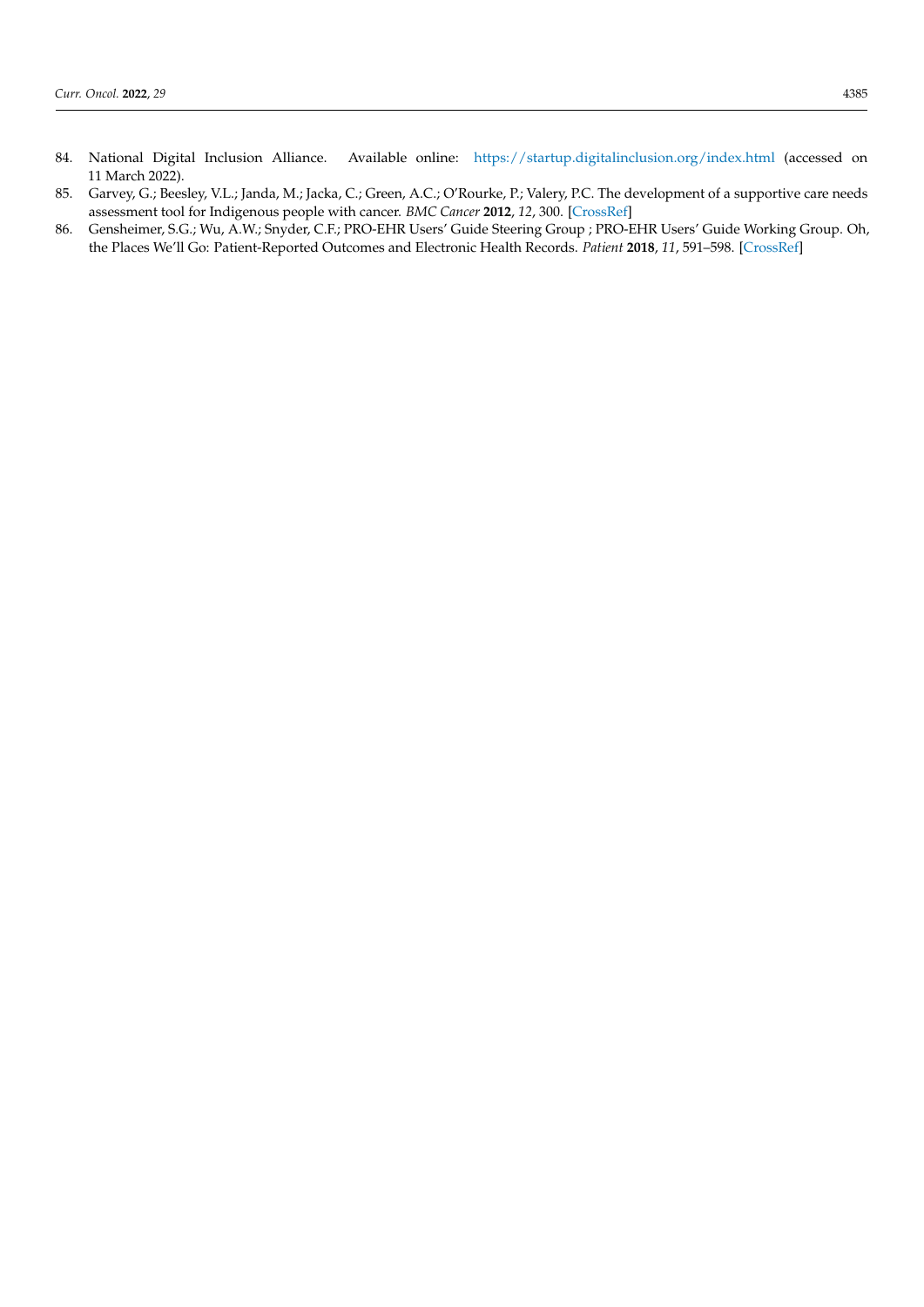84. National Digital Inclusion Alliance. Available online: https://startup.digitalinclusion.org/index.html (accessed on 11 March 2022).
85. Garvey, G.; Beesley, V.L.; Janda, M.; Jacka, C.; Green, A.C.; O'Rourke, P.; Valery, P.C. The development of a supportive care needs assessment tool for Indigenous people with cancer. *BMC Cancer* **2012**, *12*, 300. [CrossRef]
86. Gensheimer, S.G.; Wu, A.W.; Snyder, C.F.; PRO-EHR Users' Guide Steering Group ; PRO-EHR Users' Guide Working Group. Oh, the Places We'll Go: Patient-Reported Outcomes and Electronic Health Records. *Patient* **2018**, *11*, 591–598. [CrossRef]